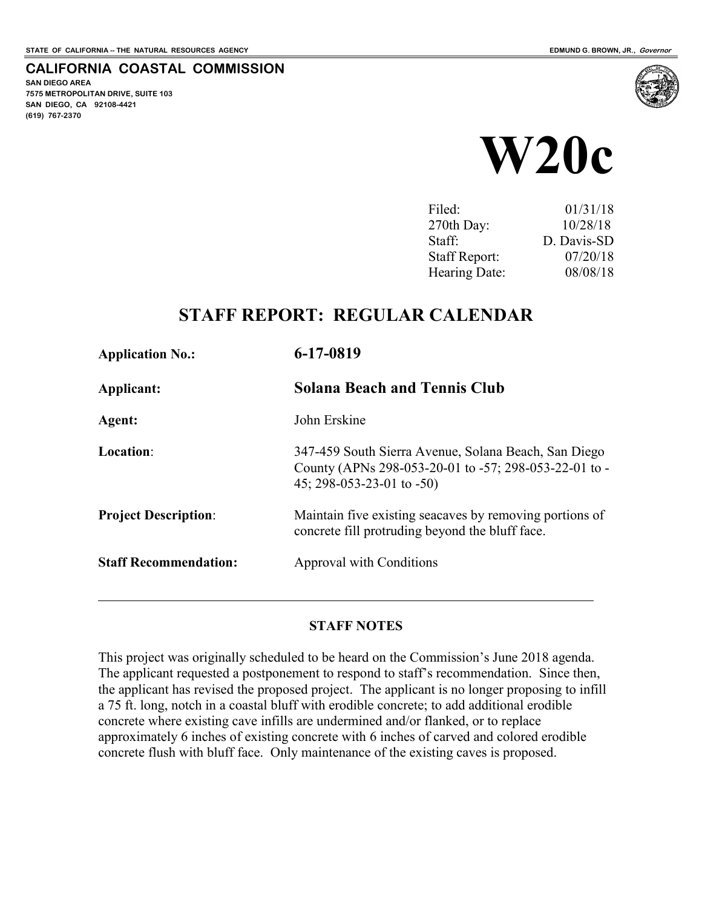STATE OF CALIFORNIA -- THE NATURAL RESOURCES AGENCY

EDMUND G. BROWN, JR., *Governor*

**CALIFORNIA COASTAL COMMISSION**

**SAN DIEGO AREA**
**7575 METROPOLITAN DRIVE, SUITE 103**
**SAN DIEGO, CA 92108-4421**
**(619) 767-2370**

# W20c

| | |
|---|---|
| Filed: | 01/31/18 |
| 270th Day: | 10/28/18 |
| Staff: | D. Davis-SD |
| Staff Report: | 07/20/18 |
| Hearing Date: | 08/08/18 |

## STAFF REPORT: REGULAR CALENDAR

| | |
|---|---|
| **Application No.:** | **6-17-0819** |
| **Applicant:** | **Solana Beach and Tennis Club** |
| **Agent:** | John Erskine |
| **Location**: | 347-459 South Sierra Avenue, Solana Beach, San Diego County (APNs 298-053-20-01 to -57; 298-053-22-01 to -45; 298-053-23-01 to -50) |
| **Project Description**: | Maintain five existing seacaves by removing portions of concrete fill protruding beyond the bluff face. |
| **Staff Recommendation:** | Approval with Conditions |

### STAFF NOTES

This project was originally scheduled to be heard on the Commission's June 2018 agenda. The applicant requested a postponement to respond to staff's recommendation. Since then, the applicant has revised the proposed project. The applicant is no longer proposing to infill a 75 ft. long, notch in a coastal bluff with erodible concrete; to add additional erodible concrete where existing cave infills are undermined and/or flanked, or to replace approximately 6 inches of existing concrete with 6 inches of carved and colored erodible concrete flush with bluff face. Only maintenance of the existing caves is proposed.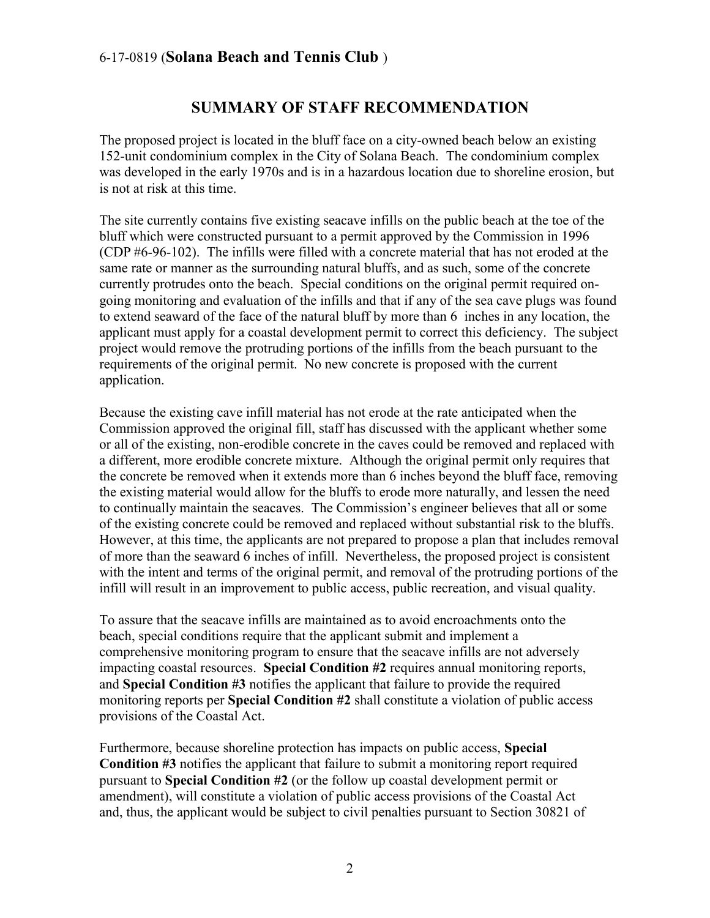## SUMMARY OF STAFF RECOMMENDATION

The proposed project is located in the bluff face on a city-owned beach below an existing 152-unit condominium complex in the City of Solana Beach. The condominium complex was developed in the early 1970s and is in a hazardous location due to shoreline erosion, but is not at risk at this time.

The site currently contains five existing seacave infills on the public beach at the toe of the bluff which were constructed pursuant to a permit approved by the Commission in 1996 (CDP #6-96-102). The infills were filled with a concrete material that has not eroded at the same rate or manner as the surrounding natural bluffs, and as such, some of the concrete currently protrudes onto the beach. Special conditions on the original permit required on-going monitoring and evaluation of the infills and that if any of the sea cave plugs was found to extend seaward of the face of the natural bluff by more than 6 inches in any location, the applicant must apply for a coastal development permit to correct this deficiency. The subject project would remove the protruding portions of the infills from the beach pursuant to the requirements of the original permit. No new concrete is proposed with the current application.

Because the existing cave infill material has not erode at the rate anticipated when the Commission approved the original fill, staff has discussed with the applicant whether some or all of the existing, non-erodible concrete in the caves could be removed and replaced with a different, more erodible concrete mixture. Although the original permit only requires that the concrete be removed when it extends more than 6 inches beyond the bluff face, removing the existing material would allow for the bluffs to erode more naturally, and lessen the need to continually maintain the seacaves. The Commission's engineer believes that all or some of the existing concrete could be removed and replaced without substantial risk to the bluffs. However, at this time, the applicants are not prepared to propose a plan that includes removal of more than the seaward 6 inches of infill. Nevertheless, the proposed project is consistent with the intent and terms of the original permit, and removal of the protruding portions of the infill will result in an improvement to public access, public recreation, and visual quality.

To assure that the seacave infills are maintained as to avoid encroachments onto the beach, special conditions require that the applicant submit and implement a comprehensive monitoring program to ensure that the seacave infills are not adversely impacting coastal resources. **Special Condition #2** requires annual monitoring reports, and **Special Condition #3** notifies the applicant that failure to provide the required monitoring reports per **Special Condition #2** shall constitute a violation of public access provisions of the Coastal Act.

Furthermore, because shoreline protection has impacts on public access, **Special Condition #3** notifies the applicant that failure to submit a monitoring report required pursuant to **Special Condition #2** (or the follow up coastal development permit or amendment), will constitute a violation of public access provisions of the Coastal Act and, thus, the applicant would be subject to civil penalties pursuant to Section 30821 of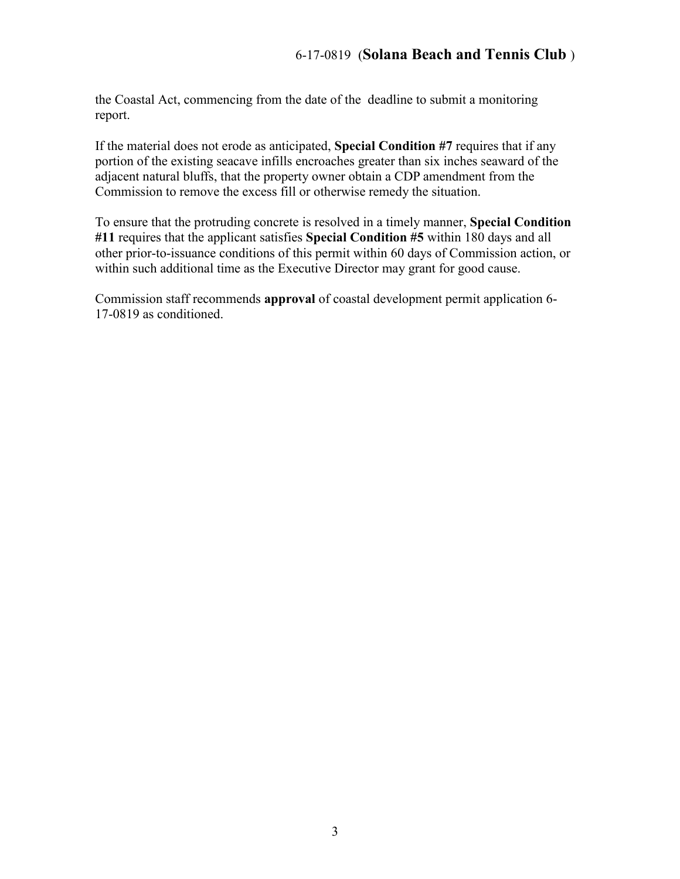the Coastal Act, commencing from the date of the deadline to submit a monitoring report.

If the material does not erode as anticipated, **Special Condition #7** requires that if any portion of the existing seacave infills encroaches greater than six inches seaward of the adjacent natural bluffs, that the property owner obtain a CDP amendment from the Commission to remove the excess fill or otherwise remedy the situation.

To ensure that the protruding concrete is resolved in a timely manner, **Special Condition #11** requires that the applicant satisfies **Special Condition #5** within 180 days and all other prior-to-issuance conditions of this permit within 60 days of Commission action, or within such additional time as the Executive Director may grant for good cause.

Commission staff recommends **approval** of coastal development permit application 6-17-0819 as conditioned.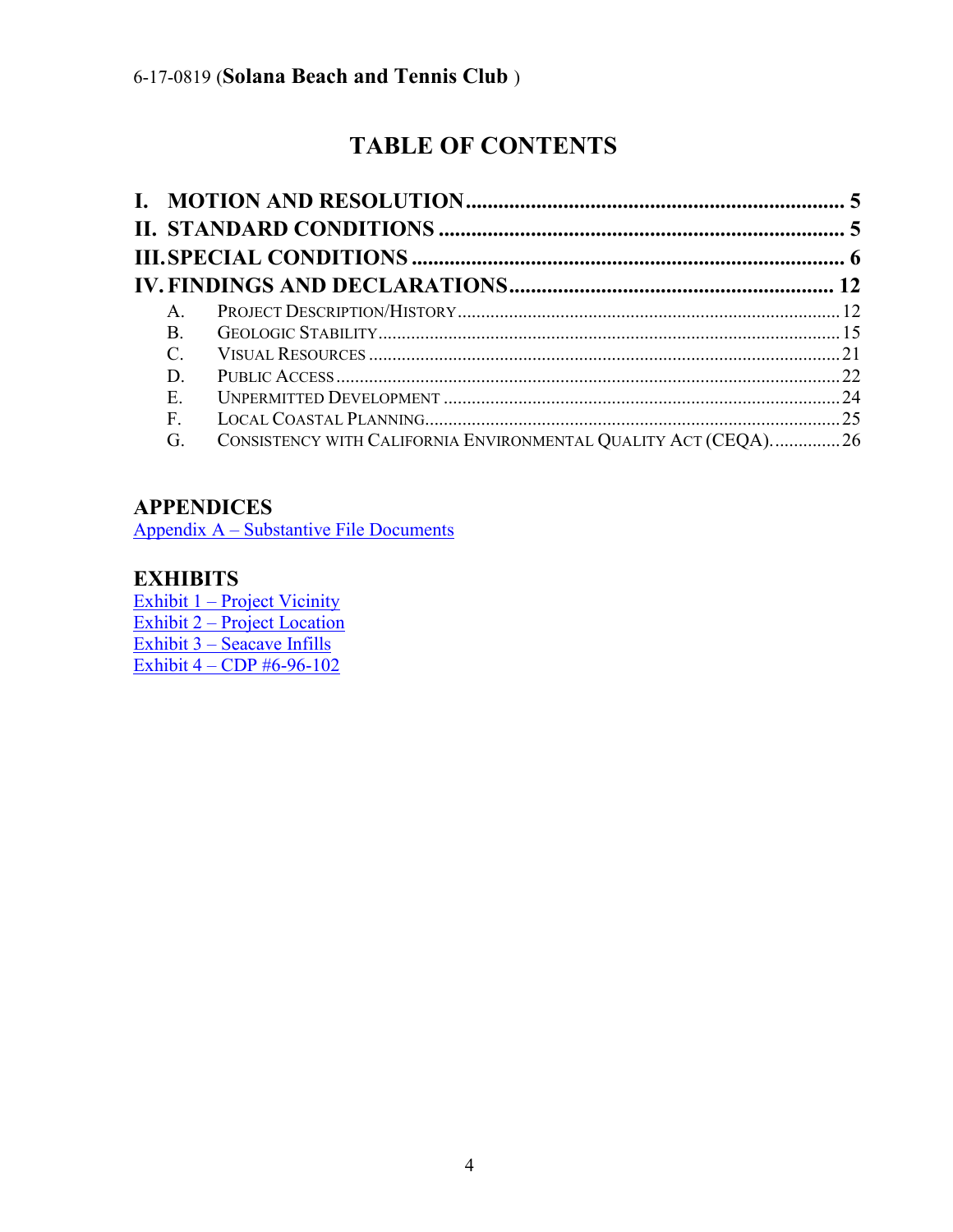# TABLE OF CONTENTS

**I. MOTION AND RESOLUTION** .......... 5
**II. STANDARD CONDITIONS** .......... 5
**III. SPECIAL CONDITIONS** .......... 6
**IV. FINDINGS AND DECLARATIONS** .......... 12

- A. PROJECT DESCRIPTION/HISTORY .......... 12
- B. GEOLOGIC STABILITY .......... 15
- C. VISUAL RESOURCES .......... 21
- D. PUBLIC ACCESS .......... 22
- E. UNPERMITTED DEVELOPMENT .......... 24
- F. LOCAL COASTAL PLANNING .......... 25
- G. CONSISTENCY WITH CALIFORNIA ENVIRONMENTAL QUALITY ACT (CEQA). .......... 26

## APPENDICES

Appendix A – Substantive File Documents

## EXHIBITS

Exhibit 1 – Project Vicinity
Exhibit 2 – Project Location
Exhibit 3 – Seacave Infills
Exhibit 4 – CDP #6-96-102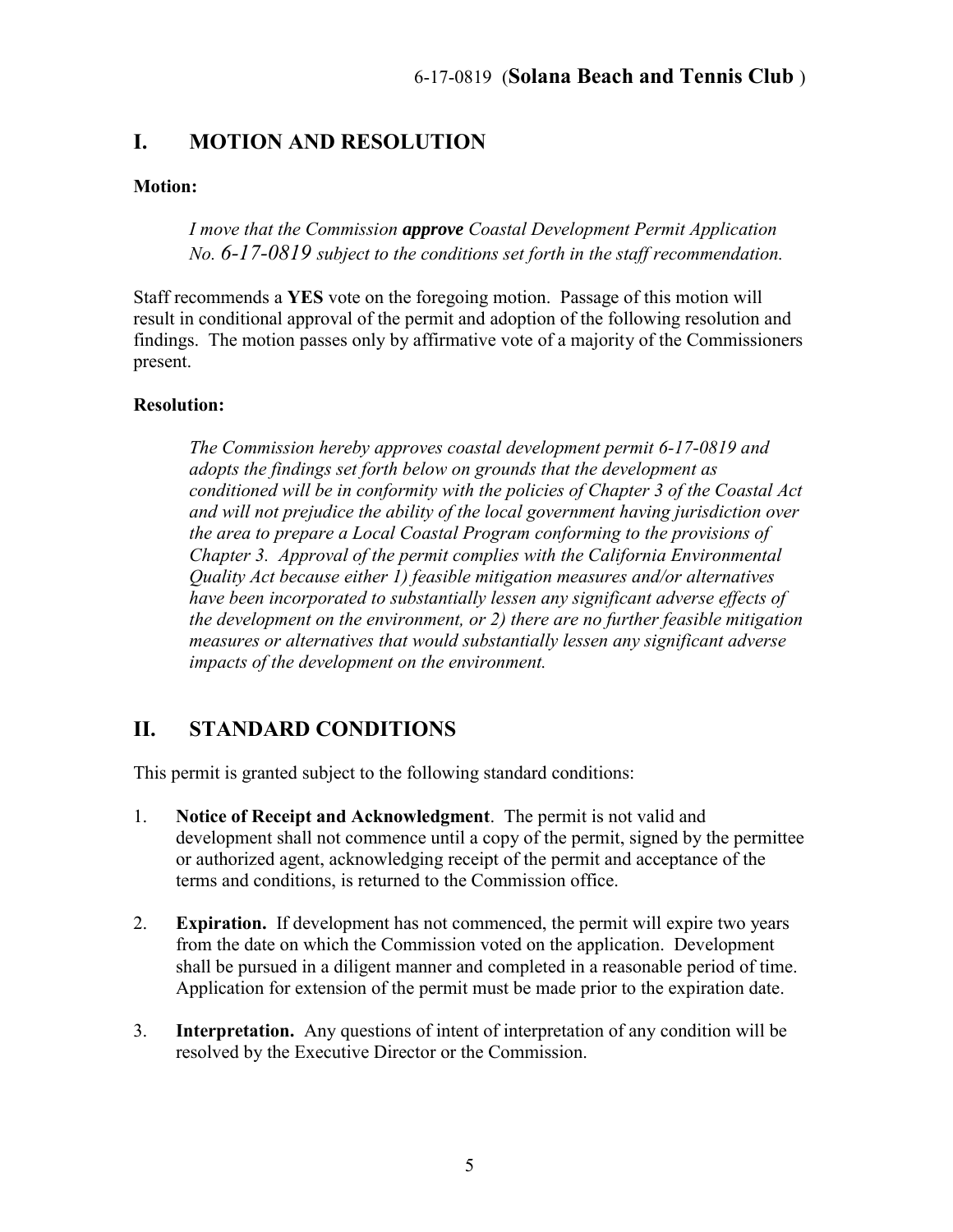## I. MOTION AND RESOLUTION

**Motion:**

> *I move that the Commission **approve** Coastal Development Permit Application No. 6-17-0819 subject to the conditions set forth in the staff recommendation.*

Staff recommends a **YES** vote on the foregoing motion. Passage of this motion will result in conditional approval of the permit and adoption of the following resolution and findings. The motion passes only by affirmative vote of a majority of the Commissioners present.

**Resolution:**

> *The Commission hereby approves coastal development permit 6-17-0819 and adopts the findings set forth below on grounds that the development as conditioned will be in conformity with the policies of Chapter 3 of the Coastal Act and will not prejudice the ability of the local government having jurisdiction over the area to prepare a Local Coastal Program conforming to the provisions of Chapter 3. Approval of the permit complies with the California Environmental Quality Act because either 1) feasible mitigation measures and/or alternatives have been incorporated to substantially lessen any significant adverse effects of the development on the environment, or 2) there are no further feasible mitigation measures or alternatives that would substantially lessen any significant adverse impacts of the development on the environment.*

## II. STANDARD CONDITIONS

This permit is granted subject to the following standard conditions:

1. **Notice of Receipt and Acknowledgment**. The permit is not valid and development shall not commence until a copy of the permit, signed by the permittee or authorized agent, acknowledging receipt of the permit and acceptance of the terms and conditions, is returned to the Commission office.

2. **Expiration.** If development has not commenced, the permit will expire two years from the date on which the Commission voted on the application. Development shall be pursued in a diligent manner and completed in a reasonable period of time. Application for extension of the permit must be made prior to the expiration date.

3. **Interpretation.** Any questions of intent of interpretation of any condition will be resolved by the Executive Director or the Commission.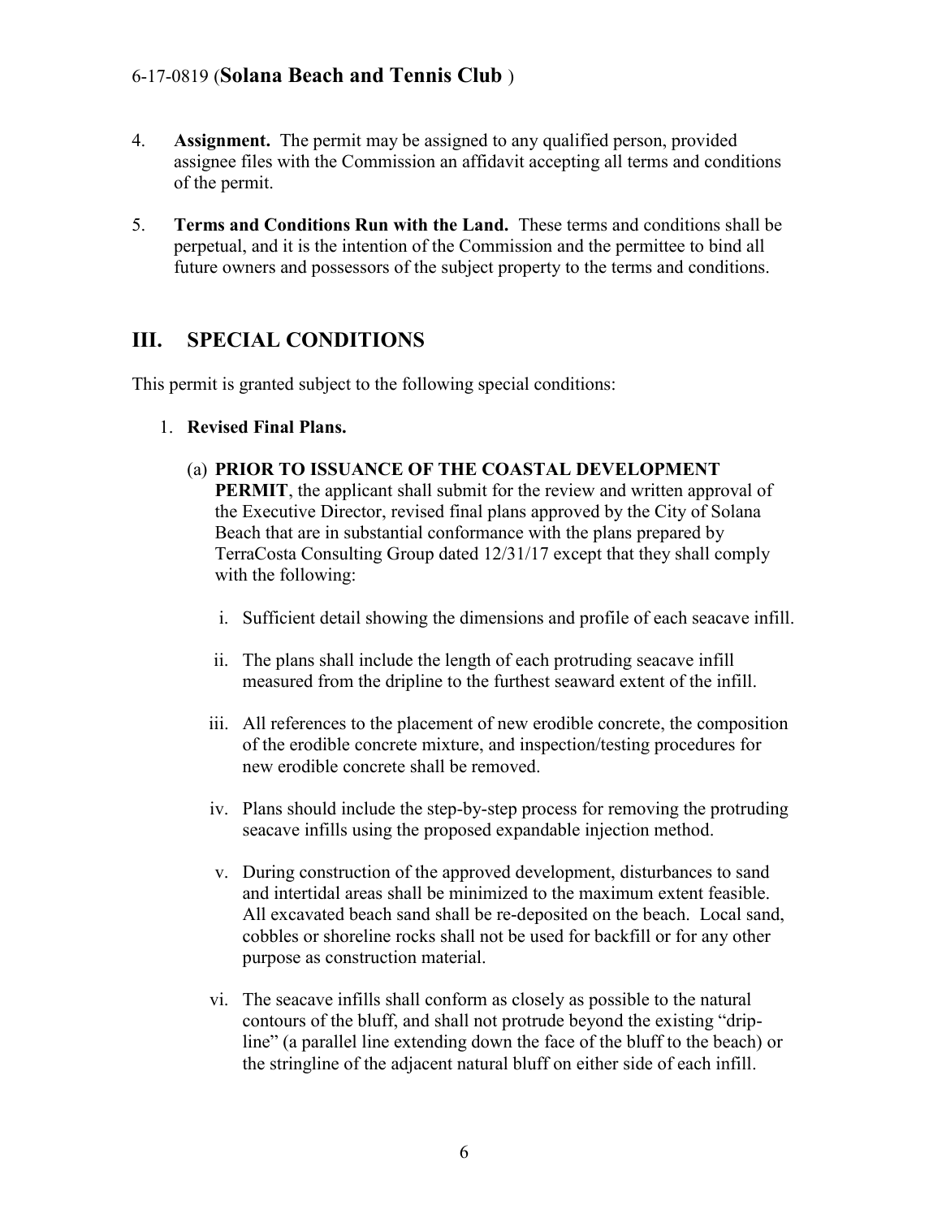4. **Assignment.** The permit may be assigned to any qualified person, provided assignee files with the Commission an affidavit accepting all terms and conditions of the permit.

5. **Terms and Conditions Run with the Land.** These terms and conditions shall be perpetual, and it is the intention of the Commission and the permittee to bind all future owners and possessors of the subject property to the terms and conditions.

## III. SPECIAL CONDITIONS

This permit is granted subject to the following special conditions:

1. **Revised Final Plans.**

   (a) **PRIOR TO ISSUANCE OF THE COASTAL DEVELOPMENT PERMIT**, the applicant shall submit for the review and written approval of the Executive Director, revised final plans approved by the City of Solana Beach that are in substantial conformance with the plans prepared by TerraCosta Consulting Group dated 12/31/17 except that they shall comply with the following:

      i. Sufficient detail showing the dimensions and profile of each seacave infill.

      ii. The plans shall include the length of each protruding seacave infill measured from the dripline to the furthest seaward extent of the infill.

      iii. All references to the placement of new erodible concrete, the composition of the erodible concrete mixture, and inspection/testing procedures for new erodible concrete shall be removed.

      iv. Plans should include the step-by-step process for removing the protruding seacave infills using the proposed expandable injection method.

      v. During construction of the approved development, disturbances to sand and intertidal areas shall be minimized to the maximum extent feasible. All excavated beach sand shall be re-deposited on the beach. Local sand, cobbles or shoreline rocks shall not be used for backfill or for any other purpose as construction material.

      vi. The seacave infills shall conform as closely as possible to the natural contours of the bluff, and shall not protrude beyond the existing "drip-line" (a parallel line extending down the face of the bluff to the beach) or the stringline of the adjacent natural bluff on either side of each infill.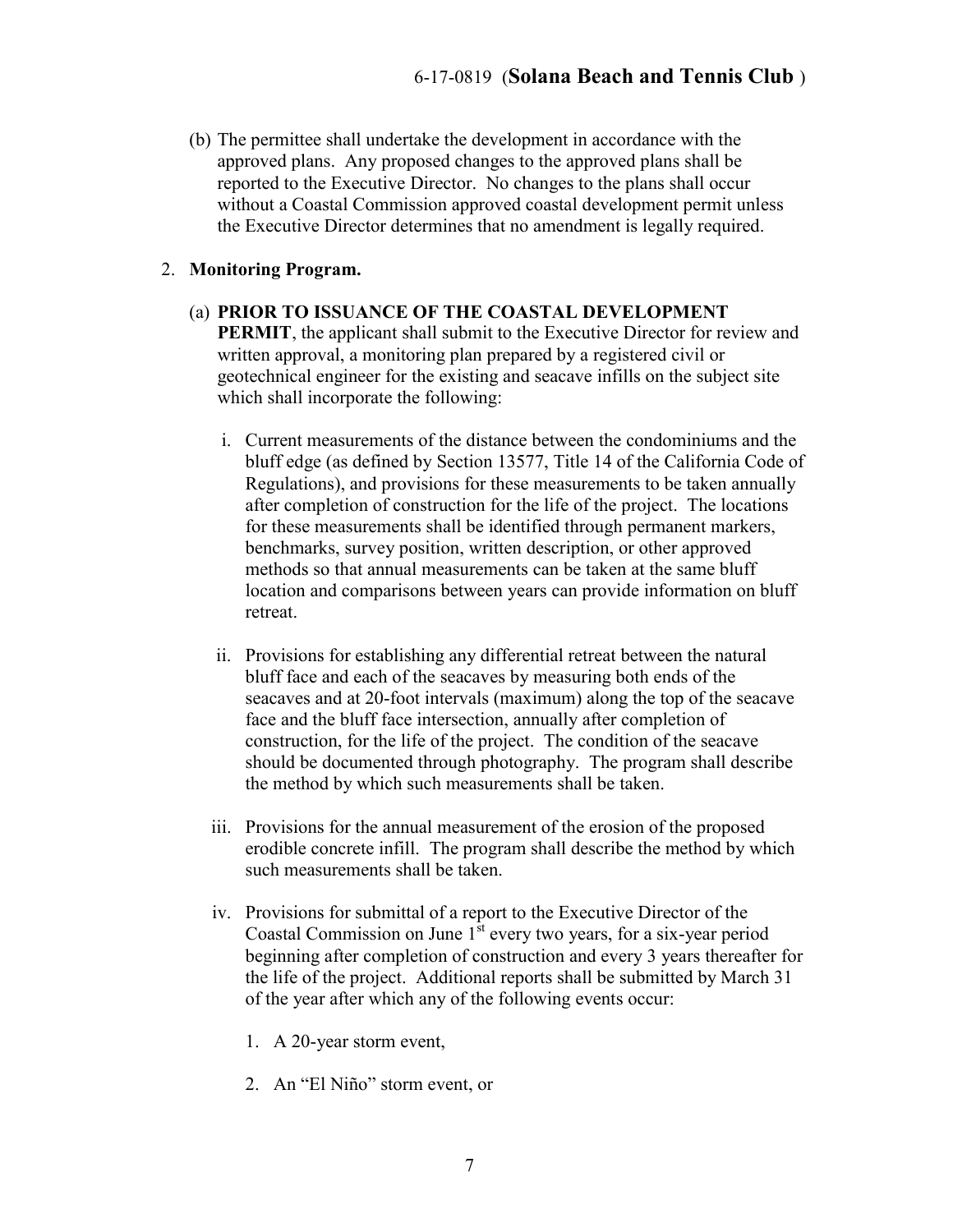(b) The permittee shall undertake the development in accordance with the approved plans. Any proposed changes to the approved plans shall be reported to the Executive Director. No changes to the plans shall occur without a Coastal Commission approved coastal development permit unless the Executive Director determines that no amendment is legally required.

2. **Monitoring Program.**

   (a) **PRIOR TO ISSUANCE OF THE COASTAL DEVELOPMENT PERMIT**, the applicant shall submit to the Executive Director for review and written approval, a monitoring plan prepared by a registered civil or geotechnical engineer for the existing and seacave infills on the subject site which shall incorporate the following:

      i. Current measurements of the distance between the condominiums and the bluff edge (as defined by Section 13577, Title 14 of the California Code of Regulations), and provisions for these measurements to be taken annually after completion of construction for the life of the project. The locations for these measurements shall be identified through permanent markers, benchmarks, survey position, written description, or other approved methods so that annual measurements can be taken at the same bluff location and comparisons between years can provide information on bluff retreat.

      ii. Provisions for establishing any differential retreat between the natural bluff face and each of the seacaves by measuring both ends of the seacaves and at 20-foot intervals (maximum) along the top of the seacave face and the bluff face intersection, annually after completion of construction, for the life of the project. The condition of the seacave should be documented through photography. The program shall describe the method by which such measurements shall be taken.

      iii. Provisions for the annual measurement of the erosion of the proposed erodible concrete infill. The program shall describe the method by which such measurements shall be taken.

      iv. Provisions for submittal of a report to the Executive Director of the Coastal Commission on June 1st every two years, for a six-year period beginning after completion of construction and every 3 years thereafter for the life of the project. Additional reports shall be submitted by March 31 of the year after which any of the following events occur:

         1. A 20-year storm event,

         2. An "El Niño" storm event, or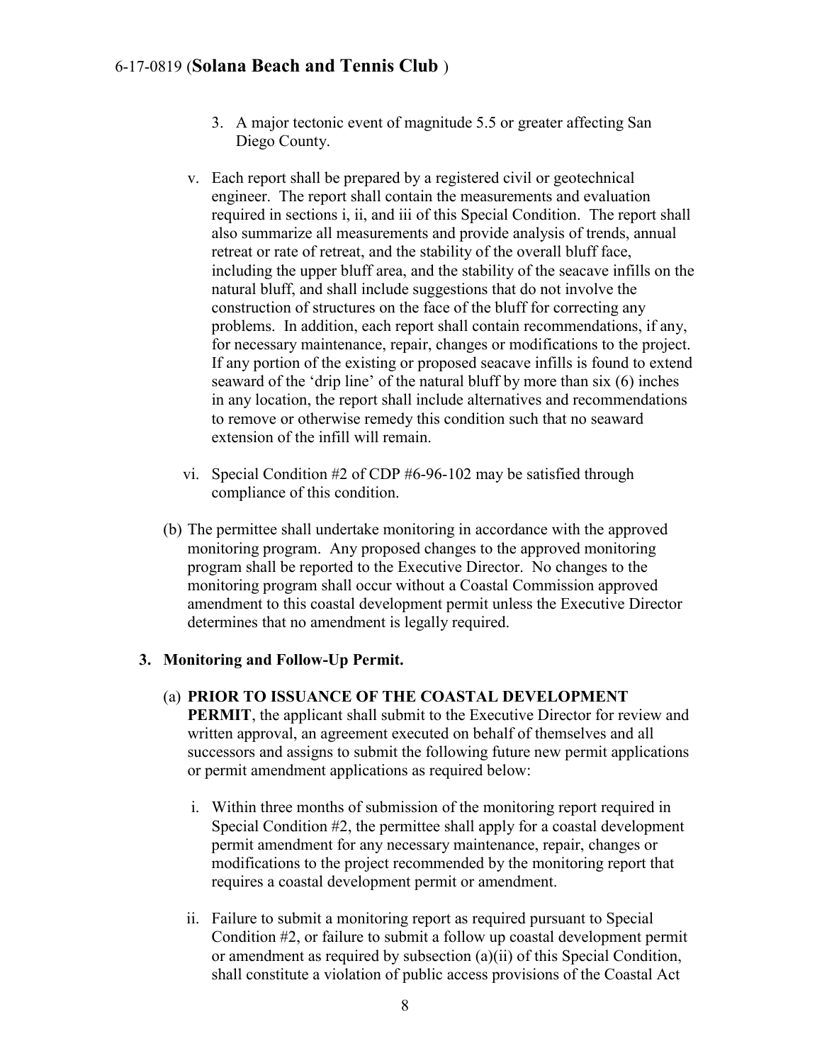3. A major tectonic event of magnitude 5.5 or greater affecting San Diego County.

v. Each report shall be prepared by a registered civil or geotechnical engineer. The report shall contain the measurements and evaluation required in sections i, ii, and iii of this Special Condition. The report shall also summarize all measurements and provide analysis of trends, annual retreat or rate of retreat, and the stability of the overall bluff face, including the upper bluff area, and the stability of the seacave infills on the natural bluff, and shall include suggestions that do not involve the construction of structures on the face of the bluff for correcting any problems. In addition, each report shall contain recommendations, if any, for necessary maintenance, repair, changes or modifications to the project. If any portion of the existing or proposed seacave infills is found to extend seaward of the 'drip line' of the natural bluff by more than six (6) inches in any location, the report shall include alternatives and recommendations to remove or otherwise remedy this condition such that no seaward extension of the infill will remain.

vi. Special Condition #2 of CDP #6-96-102 may be satisfied through compliance of this condition.

(b) The permittee shall undertake monitoring in accordance with the approved monitoring program. Any proposed changes to the approved monitoring program shall be reported to the Executive Director. No changes to the monitoring program shall occur without a Coastal Commission approved amendment to this coastal development permit unless the Executive Director determines that no amendment is legally required.

**3. Monitoring and Follow-Up Permit.**

(a) **PRIOR TO ISSUANCE OF THE COASTAL DEVELOPMENT PERMIT**, the applicant shall submit to the Executive Director for review and written approval, an agreement executed on behalf of themselves and all successors and assigns to submit the following future new permit applications or permit amendment applications as required below:

i. Within three months of submission of the monitoring report required in Special Condition #2, the permittee shall apply for a coastal development permit amendment for any necessary maintenance, repair, changes or modifications to the project recommended by the monitoring report that requires a coastal development permit or amendment.

ii. Failure to submit a monitoring report as required pursuant to Special Condition #2, or failure to submit a follow up coastal development permit or amendment as required by subsection (a)(ii) of this Special Condition, shall constitute a violation of public access provisions of the Coastal Act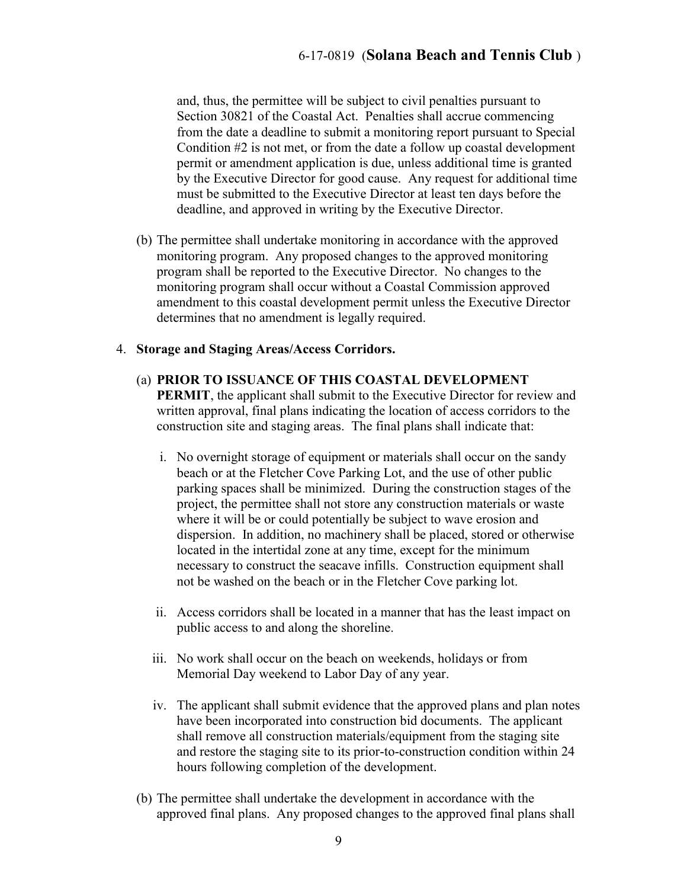and, thus, the permittee will be subject to civil penalties pursuant to Section 30821 of the Coastal Act. Penalties shall accrue commencing from the date a deadline to submit a monitoring report pursuant to Special Condition #2 is not met, or from the date a follow up coastal development permit or amendment application is due, unless additional time is granted by the Executive Director for good cause. Any request for additional time must be submitted to the Executive Director at least ten days before the deadline, and approved in writing by the Executive Director.

(b) The permittee shall undertake monitoring in accordance with the approved monitoring program. Any proposed changes to the approved monitoring program shall be reported to the Executive Director. No changes to the monitoring program shall occur without a Coastal Commission approved amendment to this coastal development permit unless the Executive Director determines that no amendment is legally required.

4. **Storage and Staging Areas/Access Corridors.**

(a) **PRIOR TO ISSUANCE OF THIS COASTAL DEVELOPMENT PERMIT**, the applicant shall submit to the Executive Director for review and written approval, final plans indicating the location of access corridors to the construction site and staging areas. The final plans shall indicate that:

i. No overnight storage of equipment or materials shall occur on the sandy beach or at the Fletcher Cove Parking Lot, and the use of other public parking spaces shall be minimized. During the construction stages of the project, the permittee shall not store any construction materials or waste where it will be or could potentially be subject to wave erosion and dispersion. In addition, no machinery shall be placed, stored or otherwise located in the intertidal zone at any time, except for the minimum necessary to construct the seacave infills. Construction equipment shall not be washed on the beach or in the Fletcher Cove parking lot.

ii. Access corridors shall be located in a manner that has the least impact on public access to and along the shoreline.

iii. No work shall occur on the beach on weekends, holidays or from Memorial Day weekend to Labor Day of any year.

iv. The applicant shall submit evidence that the approved plans and plan notes have been incorporated into construction bid documents. The applicant shall remove all construction materials/equipment from the staging site and restore the staging site to its prior-to-construction condition within 24 hours following completion of the development.

(b) The permittee shall undertake the development in accordance with the approved final plans. Any proposed changes to the approved final plans shall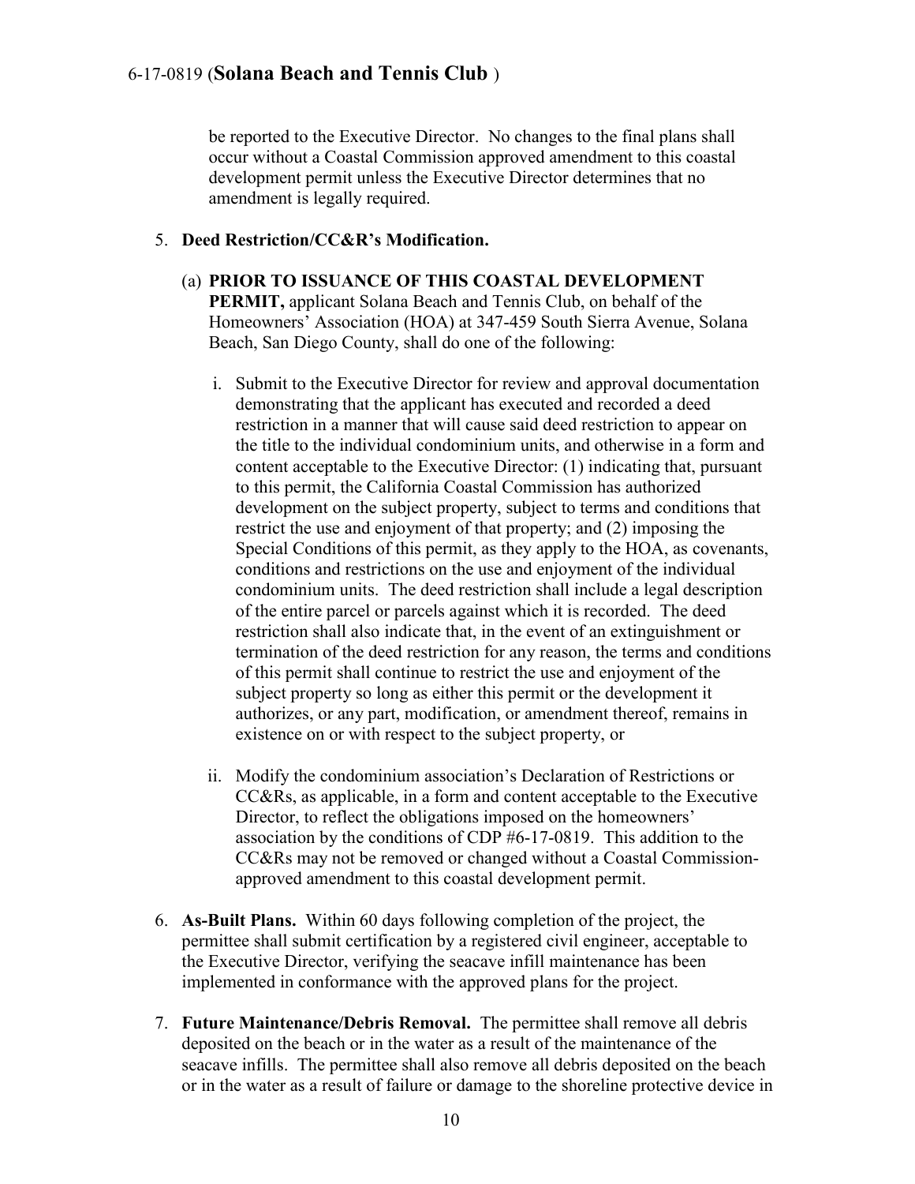be reported to the Executive Director. No changes to the final plans shall occur without a Coastal Commission approved amendment to this coastal development permit unless the Executive Director determines that no amendment is legally required.

5. **Deed Restriction/CC&R's Modification.**

   (a) **PRIOR TO ISSUANCE OF THIS COASTAL DEVELOPMENT PERMIT,** applicant Solana Beach and Tennis Club, on behalf of the Homeowners' Association (HOA) at 347-459 South Sierra Avenue, Solana Beach, San Diego County, shall do one of the following:

      i. Submit to the Executive Director for review and approval documentation demonstrating that the applicant has executed and recorded a deed restriction in a manner that will cause said deed restriction to appear on the title to the individual condominium units, and otherwise in a form and content acceptable to the Executive Director: (1) indicating that, pursuant to this permit, the California Coastal Commission has authorized development on the subject property, subject to terms and conditions that restrict the use and enjoyment of that property; and (2) imposing the Special Conditions of this permit, as they apply to the HOA, as covenants, conditions and restrictions on the use and enjoyment of the individual condominium units. The deed restriction shall include a legal description of the entire parcel or parcels against which it is recorded. The deed restriction shall also indicate that, in the event of an extinguishment or termination of the deed restriction for any reason, the terms and conditions of this permit shall continue to restrict the use and enjoyment of the subject property so long as either this permit or the development it authorizes, or any part, modification, or amendment thereof, remains in existence on or with respect to the subject property, or

      ii. Modify the condominium association's Declaration of Restrictions or CC&Rs, as applicable, in a form and content acceptable to the Executive Director, to reflect the obligations imposed on the homeowners' association by the conditions of CDP #6-17-0819. This addition to the CC&Rs may not be removed or changed without a Coastal Commission-approved amendment to this coastal development permit.

6. **As-Built Plans.** Within 60 days following completion of the project, the permittee shall submit certification by a registered civil engineer, acceptable to the Executive Director, verifying the seacave infill maintenance has been implemented in conformance with the approved plans for the project.

7. **Future Maintenance/Debris Removal.** The permittee shall remove all debris deposited on the beach or in the water as a result of the maintenance of the seacave infills. The permittee shall also remove all debris deposited on the beach or in the water as a result of failure or damage to the shoreline protective device in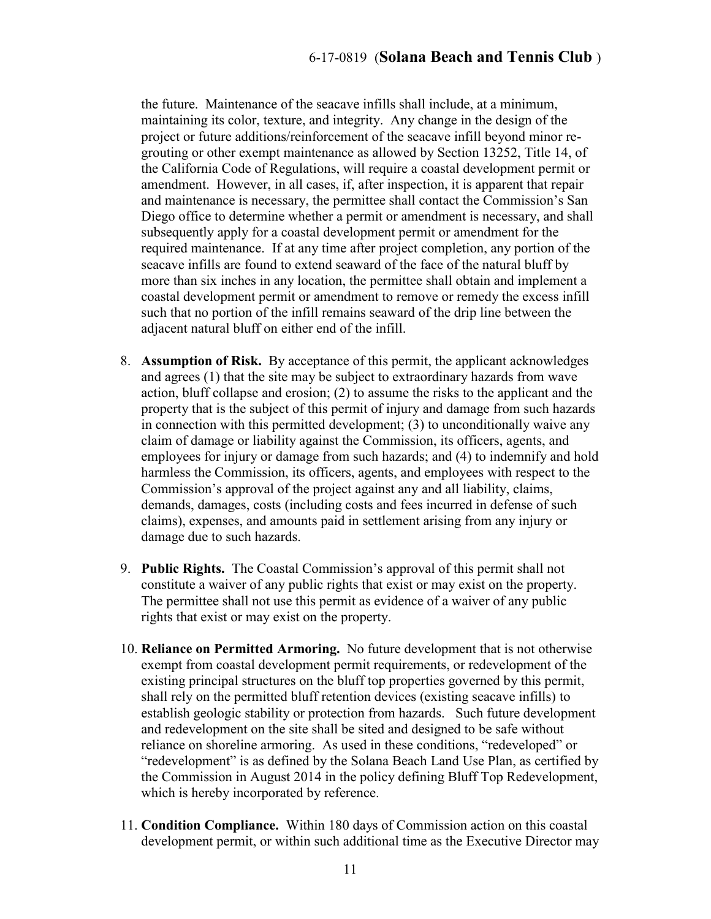the future. Maintenance of the seacave infills shall include, at a minimum, maintaining its color, texture, and integrity. Any change in the design of the project or future additions/reinforcement of the seacave infill beyond minor re-grouting or other exempt maintenance as allowed by Section 13252, Title 14, of the California Code of Regulations, will require a coastal development permit or amendment. However, in all cases, if, after inspection, it is apparent that repair and maintenance is necessary, the permittee shall contact the Commission's San Diego office to determine whether a permit or amendment is necessary, and shall subsequently apply for a coastal development permit or amendment for the required maintenance. If at any time after project completion, any portion of the seacave infills are found to extend seaward of the face of the natural bluff by more than six inches in any location, the permittee shall obtain and implement a coastal development permit or amendment to remove or remedy the excess infill such that no portion of the infill remains seaward of the drip line between the adjacent natural bluff on either end of the infill.

8. **Assumption of Risk.** By acceptance of this permit, the applicant acknowledges and agrees (1) that the site may be subject to extraordinary hazards from wave action, bluff collapse and erosion; (2) to assume the risks to the applicant and the property that is the subject of this permit of injury and damage from such hazards in connection with this permitted development; (3) to unconditionally waive any claim of damage or liability against the Commission, its officers, agents, and employees for injury or damage from such hazards; and (4) to indemnify and hold harmless the Commission, its officers, agents, and employees with respect to the Commission's approval of the project against any and all liability, claims, demands, damages, costs (including costs and fees incurred in defense of such claims), expenses, and amounts paid in settlement arising from any injury or damage due to such hazards.

9. **Public Rights.** The Coastal Commission's approval of this permit shall not constitute a waiver of any public rights that exist or may exist on the property. The permittee shall not use this permit as evidence of a waiver of any public rights that exist or may exist on the property.

10. **Reliance on Permitted Armoring.** No future development that is not otherwise exempt from coastal development permit requirements, or redevelopment of the existing principal structures on the bluff top properties governed by this permit, shall rely on the permitted bluff retention devices (existing seacave infills) to establish geologic stability or protection from hazards. Such future development and redevelopment on the site shall be sited and designed to be safe without reliance on shoreline armoring. As used in these conditions, "redeveloped" or "redevelopment" is as defined by the Solana Beach Land Use Plan, as certified by the Commission in August 2014 in the policy defining Bluff Top Redevelopment, which is hereby incorporated by reference.

11. **Condition Compliance.** Within 180 days of Commission action on this coastal development permit, or within such additional time as the Executive Director may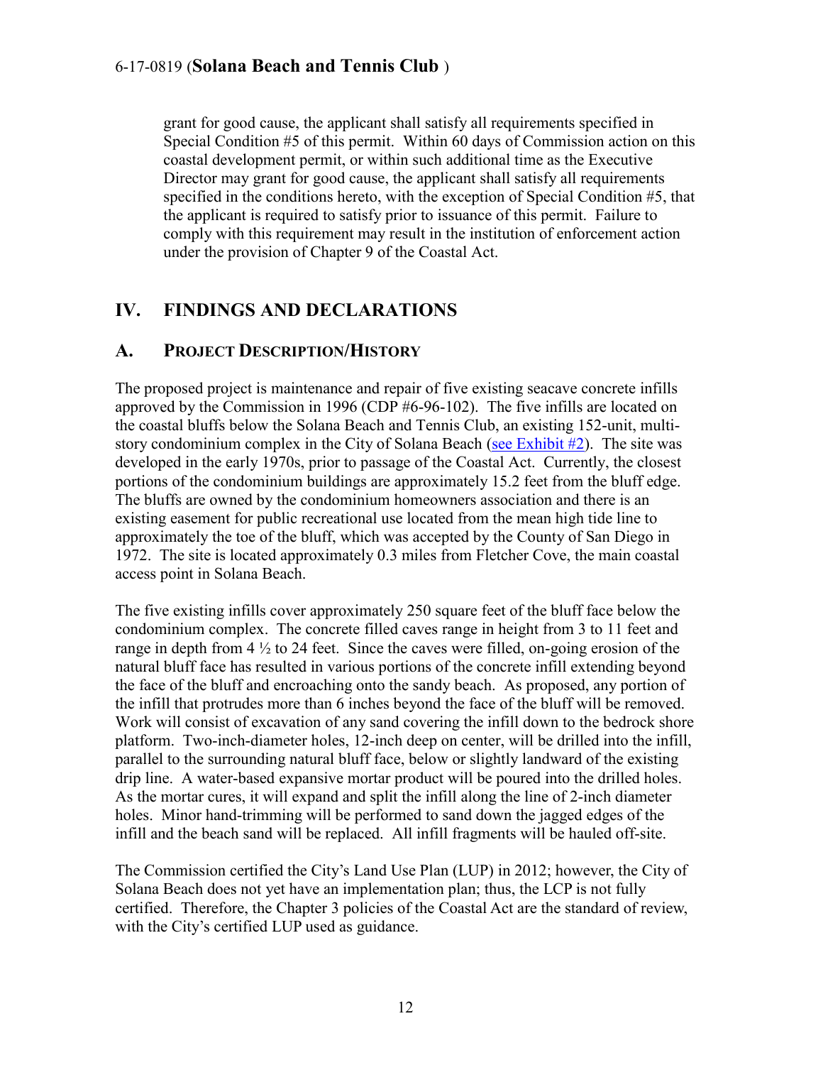grant for good cause, the applicant shall satisfy all requirements specified in Special Condition #5 of this permit. Within 60 days of Commission action on this coastal development permit, or within such additional time as the Executive Director may grant for good cause, the applicant shall satisfy all requirements specified in the conditions hereto, with the exception of Special Condition #5, that the applicant is required to satisfy prior to issuance of this permit. Failure to comply with this requirement may result in the institution of enforcement action under the provision of Chapter 9 of the Coastal Act.

# IV. FINDINGS AND DECLARATIONS

## A. PROJECT DESCRIPTION/HISTORY

The proposed project is maintenance and repair of five existing seacave concrete infills approved by the Commission in 1996 (CDP #6-96-102). The five infills are located on the coastal bluffs below the Solana Beach and Tennis Club, an existing 152-unit, multi-story condominium complex in the City of Solana Beach (see Exhibit #2). The site was developed in the early 1970s, prior to passage of the Coastal Act. Currently, the closest portions of the condominium buildings are approximately 15.2 feet from the bluff edge. The bluffs are owned by the condominium homeowners association and there is an existing easement for public recreational use located from the mean high tide line to approximately the toe of the bluff, which was accepted by the County of San Diego in 1972. The site is located approximately 0.3 miles from Fletcher Cove, the main coastal access point in Solana Beach.

The five existing infills cover approximately 250 square feet of the bluff face below the condominium complex. The concrete filled caves range in height from 3 to 11 feet and range in depth from 4 ½ to 24 feet. Since the caves were filled, on-going erosion of the natural bluff face has resulted in various portions of the concrete infill extending beyond the face of the bluff and encroaching onto the sandy beach. As proposed, any portion of the infill that protrudes more than 6 inches beyond the face of the bluff will be removed. Work will consist of excavation of any sand covering the infill down to the bedrock shore platform. Two-inch-diameter holes, 12-inch deep on center, will be drilled into the infill, parallel to the surrounding natural bluff face, below or slightly landward of the existing drip line. A water-based expansive mortar product will be poured into the drilled holes. As the mortar cures, it will expand and split the infill along the line of 2-inch diameter holes. Minor hand-trimming will be performed to sand down the jagged edges of the infill and the beach sand will be replaced. All infill fragments will be hauled off-site.

The Commission certified the City's Land Use Plan (LUP) in 2012; however, the City of Solana Beach does not yet have an implementation plan; thus, the LCP is not fully certified. Therefore, the Chapter 3 policies of the Coastal Act are the standard of review, with the City's certified LUP used as guidance.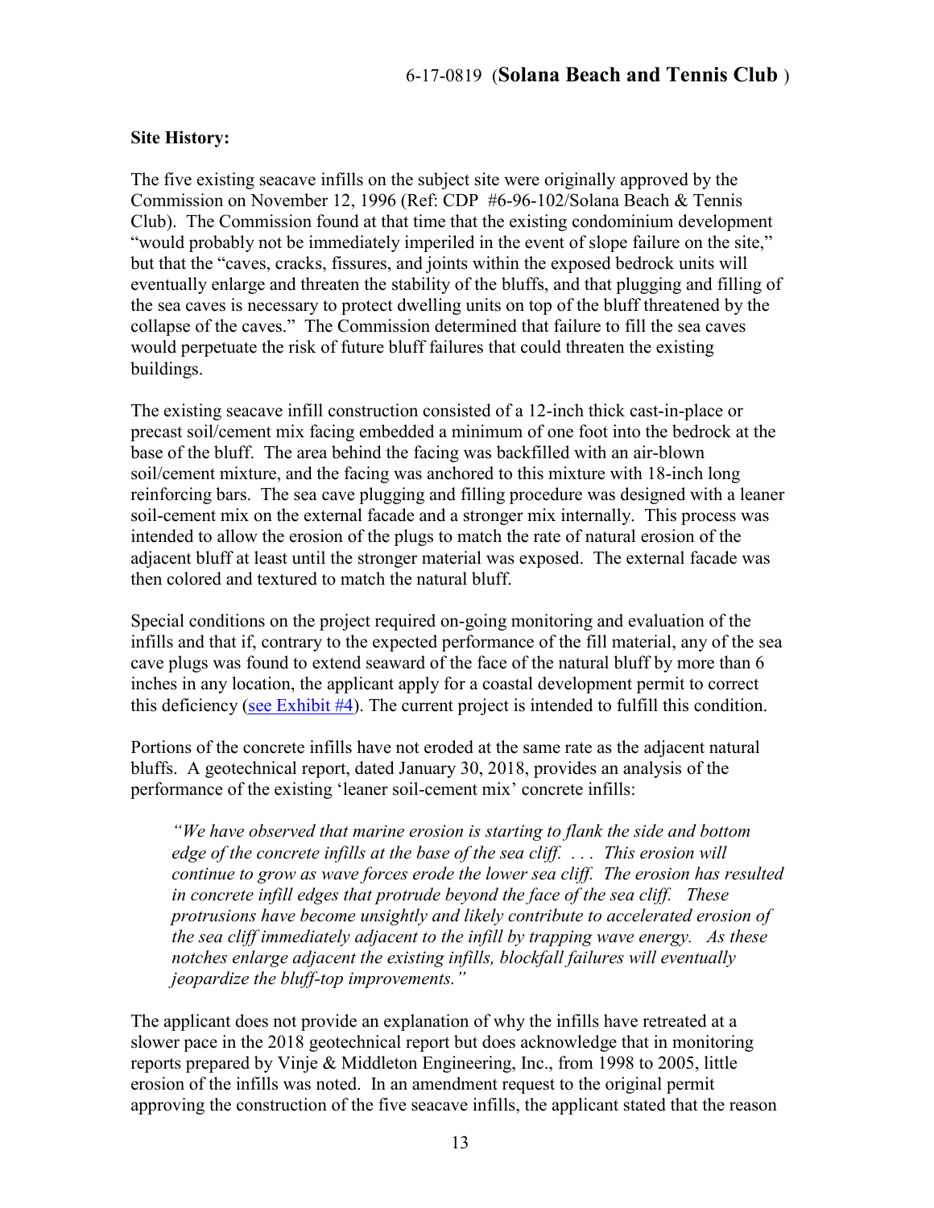**Site History:**

The five existing seacave infills on the subject site were originally approved by the Commission on November 12, 1996 (Ref: CDP #6-96-102/Solana Beach & Tennis Club). The Commission found at that time that the existing condominium development "would probably not be immediately imperiled in the event of slope failure on the site," but that the "caves, cracks, fissures, and joints within the exposed bedrock units will eventually enlarge and threaten the stability of the bluffs, and that plugging and filling of the sea caves is necessary to protect dwelling units on top of the bluff threatened by the collapse of the caves." The Commission determined that failure to fill the sea caves would perpetuate the risk of future bluff failures that could threaten the existing buildings.

The existing seacave infill construction consisted of a 12-inch thick cast-in-place or precast soil/cement mix facing embedded a minimum of one foot into the bedrock at the base of the bluff. The area behind the facing was backfilled with an air-blown soil/cement mixture, and the facing was anchored to this mixture with 18-inch long reinforcing bars. The sea cave plugging and filling procedure was designed with a leaner soil-cement mix on the external facade and a stronger mix internally. This process was intended to allow the erosion of the plugs to match the rate of natural erosion of the adjacent bluff at least until the stronger material was exposed. The external facade was then colored and textured to match the natural bluff.

Special conditions on the project required on-going monitoring and evaluation of the infills and that if, contrary to the expected performance of the fill material, any of the sea cave plugs was found to extend seaward of the face of the natural bluff by more than 6 inches in any location, the applicant apply for a coastal development permit to correct this deficiency (see Exhibit #4). The current project is intended to fulfill this condition.

Portions of the concrete infills have not eroded at the same rate as the adjacent natural bluffs. A geotechnical report, dated January 30, 2018, provides an analysis of the performance of the existing 'leaner soil-cement mix' concrete infills:

> *"We have observed that marine erosion is starting to flank the side and bottom edge of the concrete infills at the base of the sea cliff. . . . This erosion will continue to grow as wave forces erode the lower sea cliff. The erosion has resulted in concrete infill edges that protrude beyond the face of the sea cliff. These protrusions have become unsightly and likely contribute to accelerated erosion of the sea cliff immediately adjacent to the infill by trapping wave energy. As these notches enlarge adjacent the existing infills, blockfall failures will eventually jeopardize the bluff-top improvements."*

The applicant does not provide an explanation of why the infills have retreated at a slower pace in the 2018 geotechnical report but does acknowledge that in monitoring reports prepared by Vinje & Middleton Engineering, Inc., from 1998 to 2005, little erosion of the infills was noted. In an amendment request to the original permit approving the construction of the five seacave infills, the applicant stated that the reason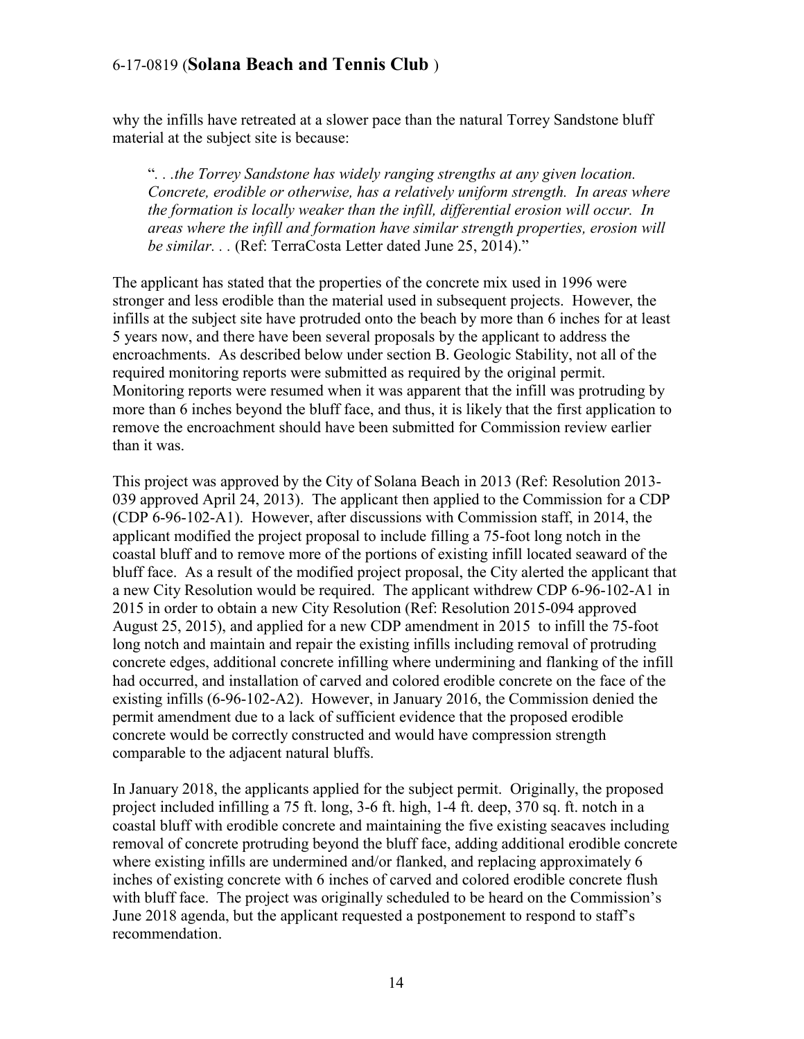why the infills have retreated at a slower pace than the natural Torrey Sandstone bluff material at the subject site is because:

> "*. . .the Torrey Sandstone has widely ranging strengths at any given location. Concrete, erodible or otherwise, has a relatively uniform strength. In areas where the formation is locally weaker than the infill, differential erosion will occur. In areas where the infill and formation have similar strength properties, erosion will be similar. . .* (Ref: TerraCosta Letter dated June 25, 2014)."

The applicant has stated that the properties of the concrete mix used in 1996 were stronger and less erodible than the material used in subsequent projects. However, the infills at the subject site have protruded onto the beach by more than 6 inches for at least 5 years now, and there have been several proposals by the applicant to address the encroachments. As described below under section B. Geologic Stability, not all of the required monitoring reports were submitted as required by the original permit. Monitoring reports were resumed when it was apparent that the infill was protruding by more than 6 inches beyond the bluff face, and thus, it is likely that the first application to remove the encroachment should have been submitted for Commission review earlier than it was.

This project was approved by the City of Solana Beach in 2013 (Ref: Resolution 2013-039 approved April 24, 2013). The applicant then applied to the Commission for a CDP (CDP 6-96-102-A1). However, after discussions with Commission staff, in 2014, the applicant modified the project proposal to include filling a 75-foot long notch in the coastal bluff and to remove more of the portions of existing infill located seaward of the bluff face. As a result of the modified project proposal, the City alerted the applicant that a new City Resolution would be required. The applicant withdrew CDP 6-96-102-A1 in 2015 in order to obtain a new City Resolution (Ref: Resolution 2015-094 approved August 25, 2015), and applied for a new CDP amendment in 2015 to infill the 75-foot long notch and maintain and repair the existing infills including removal of protruding concrete edges, additional concrete infilling where undermining and flanking of the infill had occurred, and installation of carved and colored erodible concrete on the face of the existing infills (6-96-102-A2). However, in January 2016, the Commission denied the permit amendment due to a lack of sufficient evidence that the proposed erodible concrete would be correctly constructed and would have compression strength comparable to the adjacent natural bluffs.

In January 2018, the applicants applied for the subject permit. Originally, the proposed project included infilling a 75 ft. long, 3-6 ft. high, 1-4 ft. deep, 370 sq. ft. notch in a coastal bluff with erodible concrete and maintaining the five existing seacaves including removal of concrete protruding beyond the bluff face, adding additional erodible concrete where existing infills are undermined and/or flanked, and replacing approximately 6 inches of existing concrete with 6 inches of carved and colored erodible concrete flush with bluff face. The project was originally scheduled to be heard on the Commission's June 2018 agenda, but the applicant requested a postponement to respond to staff's recommendation.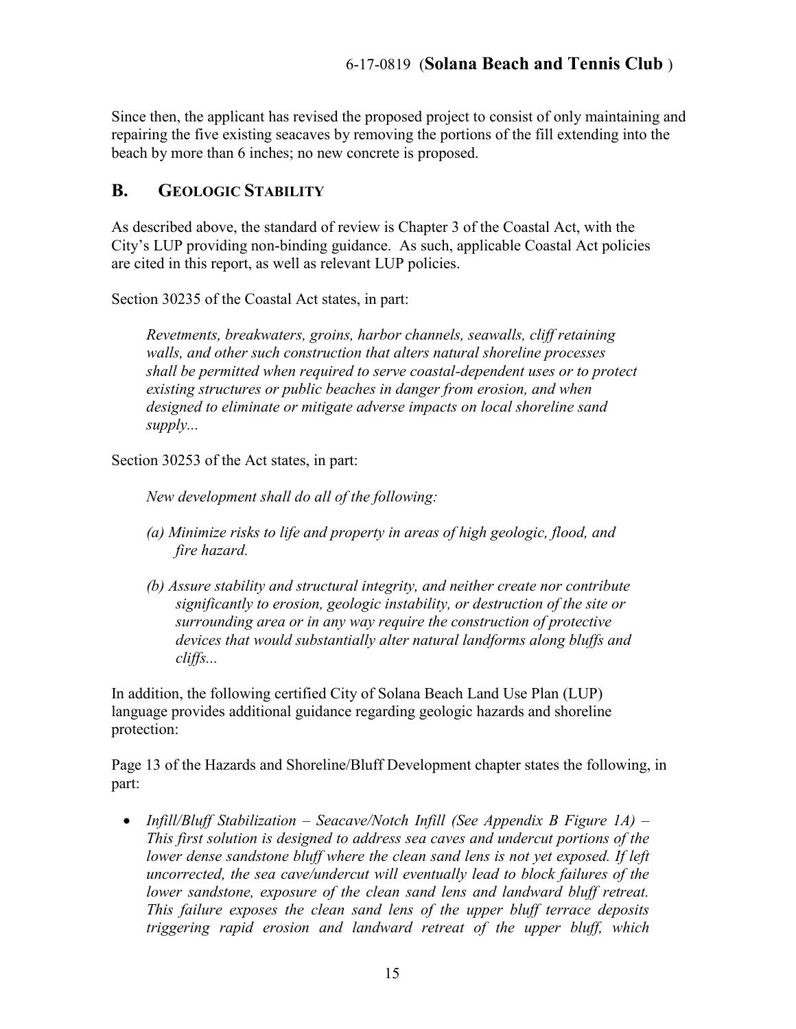Since then, the applicant has revised the proposed project to consist of only maintaining and repairing the five existing seacaves by removing the portions of the fill extending into the beach by more than 6 inches; no new concrete is proposed.

## B. GEOLOGIC STABILITY

As described above, the standard of review is Chapter 3 of the Coastal Act, with the City's LUP providing non-binding guidance. As such, applicable Coastal Act policies are cited in this report, as well as relevant LUP policies.

Section 30235 of the Coastal Act states, in part:

> *Revetments, breakwaters, groins, harbor channels, seawalls, cliff retaining walls, and other such construction that alters natural shoreline processes shall be permitted when required to serve coastal-dependent uses or to protect existing structures or public beaches in danger from erosion, and when designed to eliminate or mitigate adverse impacts on local shoreline sand supply...*

Section 30253 of the Act states, in part:

> *New development shall do all of the following:*
>
> *(a) Minimize risks to life and property in areas of high geologic, flood, and fire hazard.*
>
> *(b) Assure stability and structural integrity, and neither create nor contribute significantly to erosion, geologic instability, or destruction of the site or surrounding area or in any way require the construction of protective devices that would substantially alter natural landforms along bluffs and cliffs...*

In addition, the following certified City of Solana Beach Land Use Plan (LUP) language provides additional guidance regarding geologic hazards and shoreline protection:

Page 13 of the Hazards and Shoreline/Bluff Development chapter states the following, in part:

- *Infill/Bluff Stabilization – Seacave/Notch Infill (See Appendix B Figure 1A) – This first solution is designed to address sea caves and undercut portions of the lower dense sandstone bluff where the clean sand lens is not yet exposed. If left uncorrected, the sea cave/undercut will eventually lead to block failures of the lower sandstone, exposure of the clean sand lens and landward bluff retreat. This failure exposes the clean sand lens of the upper bluff terrace deposits triggering rapid erosion and landward retreat of the upper bluff, which*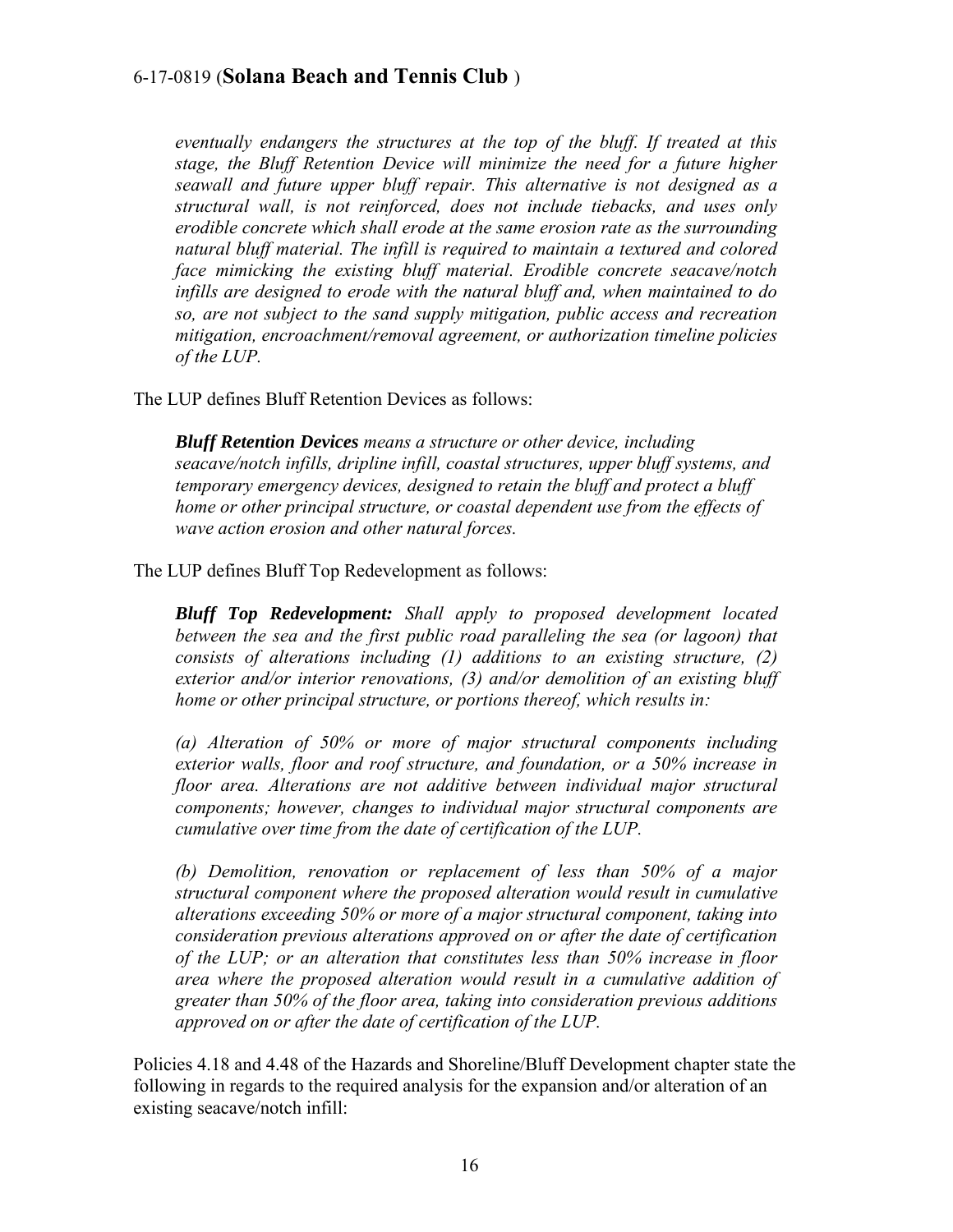*eventually endangers the structures at the top of the bluff. If treated at this stage, the Bluff Retention Device will minimize the need for a future higher seawall and future upper bluff repair. This alternative is not designed as a structural wall, is not reinforced, does not include tiebacks, and uses only erodible concrete which shall erode at the same erosion rate as the surrounding natural bluff material. The infill is required to maintain a textured and colored face mimicking the existing bluff material. Erodible concrete seacave/notch infills are designed to erode with the natural bluff and, when maintained to do so, are not subject to the sand supply mitigation, public access and recreation mitigation, encroachment/removal agreement, or authorization timeline policies of the LUP.*

The LUP defines Bluff Retention Devices as follows:

> ***Bluff Retention Devices*** *means a structure or other device, including seacave/notch infills, dripline infill, coastal structures, upper bluff systems, and temporary emergency devices, designed to retain the bluff and protect a bluff home or other principal structure, or coastal dependent use from the effects of wave action erosion and other natural forces.*

The LUP defines Bluff Top Redevelopment as follows:

> ***Bluff Top Redevelopment:*** *Shall apply to proposed development located between the sea and the first public road paralleling the sea (or lagoon) that consists of alterations including (1) additions to an existing structure, (2) exterior and/or interior renovations, (3) and/or demolition of an existing bluff home or other principal structure, or portions thereof, which results in:*
>
> *(a) Alteration of 50% or more of major structural components including exterior walls, floor and roof structure, and foundation, or a 50% increase in floor area. Alterations are not additive between individual major structural components; however, changes to individual major structural components are cumulative over time from the date of certification of the LUP.*
>
> *(b) Demolition, renovation or replacement of less than 50% of a major structural component where the proposed alteration would result in cumulative alterations exceeding 50% or more of a major structural component, taking into consideration previous alterations approved on or after the date of certification of the LUP; or an alteration that constitutes less than 50% increase in floor area where the proposed alteration would result in a cumulative addition of greater than 50% of the floor area, taking into consideration previous additions approved on or after the date of certification of the LUP.*

Policies 4.18 and 4.48 of the Hazards and Shoreline/Bluff Development chapter state the following in regards to the required analysis for the expansion and/or alteration of an existing seacave/notch infill: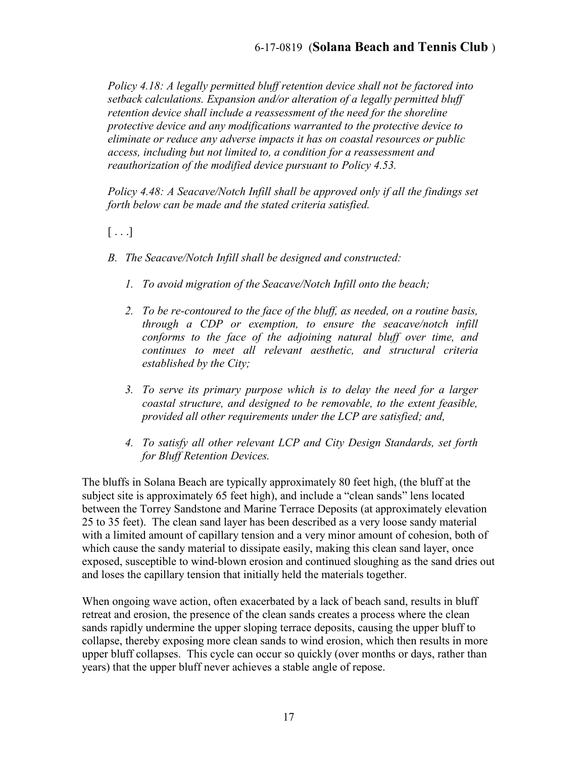*Policy 4.18: A legally permitted bluff retention device shall not be factored into setback calculations. Expansion and/or alteration of a legally permitted bluff retention device shall include a reassessment of the need for the shoreline protective device and any modifications warranted to the protective device to eliminate or reduce any adverse impacts it has on coastal resources or public access, including but not limited to, a condition for a reassessment and reauthorization of the modified device pursuant to Policy 4.53.*

*Policy 4.48: A Seacave/Notch Infill shall be approved only if all the findings set forth below can be made and the stated criteria satisfied.*

[ . . .]

*B. The Seacave/Notch Infill shall be designed and constructed:*

1. *To avoid migration of the Seacave/Notch Infill onto the beach;*
2. *To be re-contoured to the face of the bluff, as needed, on a routine basis, through a CDP or exemption, to ensure the seacave/notch infill conforms to the face of the adjoining natural bluff over time, and continues to meet all relevant aesthetic, and structural criteria established by the City;*
3. *To serve its primary purpose which is to delay the need for a larger coastal structure, and designed to be removable, to the extent feasible, provided all other requirements under the LCP are satisfied; and,*
4. *To satisfy all other relevant LCP and City Design Standards, set forth for Bluff Retention Devices.*

The bluffs in Solana Beach are typically approximately 80 feet high, (the bluff at the subject site is approximately 65 feet high), and include a "clean sands" lens located between the Torrey Sandstone and Marine Terrace Deposits (at approximately elevation 25 to 35 feet). The clean sand layer has been described as a very loose sandy material with a limited amount of capillary tension and a very minor amount of cohesion, both of which cause the sandy material to dissipate easily, making this clean sand layer, once exposed, susceptible to wind-blown erosion and continued sloughing as the sand dries out and loses the capillary tension that initially held the materials together.

When ongoing wave action, often exacerbated by a lack of beach sand, results in bluff retreat and erosion, the presence of the clean sands creates a process where the clean sands rapidly undermine the upper sloping terrace deposits, causing the upper bluff to collapse, thereby exposing more clean sands to wind erosion, which then results in more upper bluff collapses. This cycle can occur so quickly (over months or days, rather than years) that the upper bluff never achieves a stable angle of repose.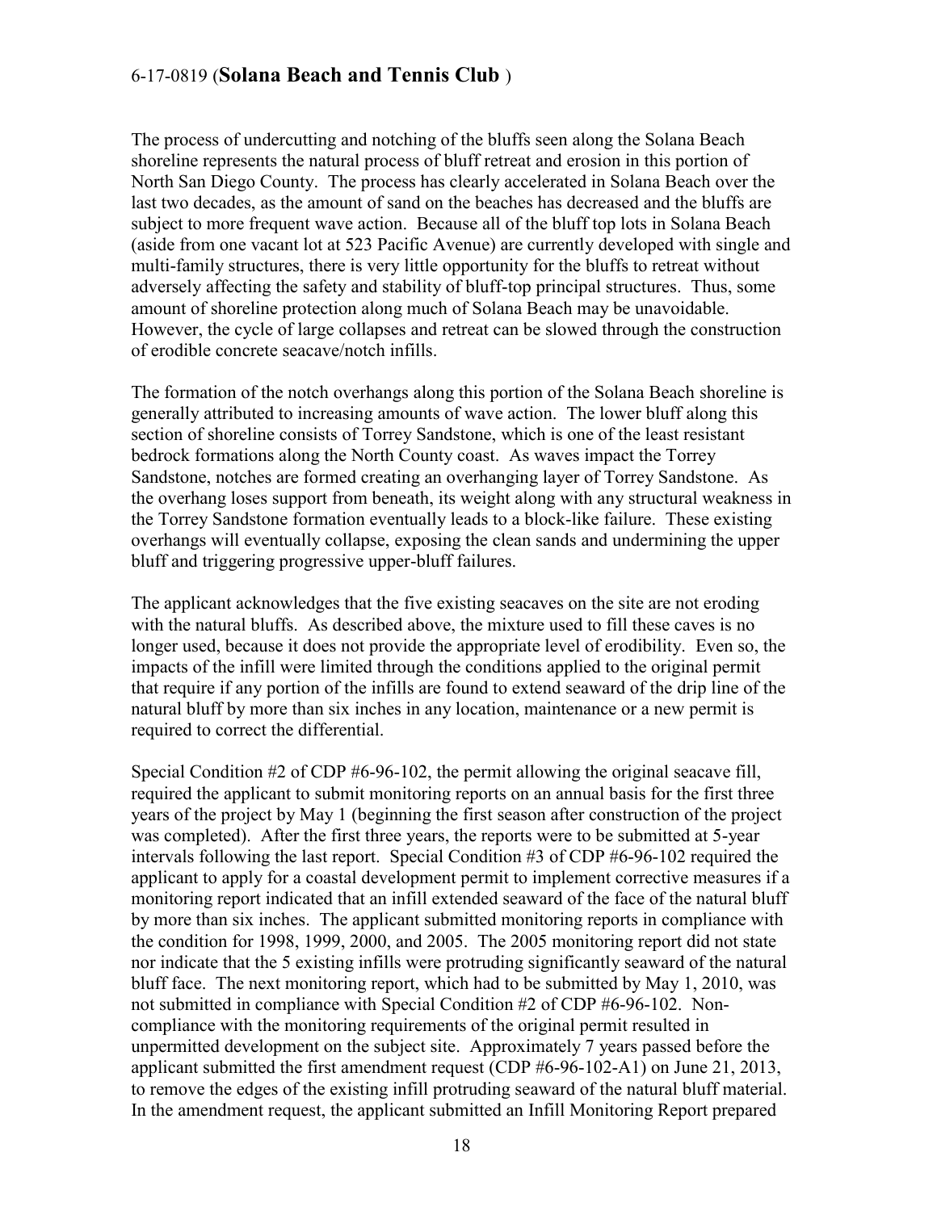The process of undercutting and notching of the bluffs seen along the Solana Beach shoreline represents the natural process of bluff retreat and erosion in this portion of North San Diego County. The process has clearly accelerated in Solana Beach over the last two decades, as the amount of sand on the beaches has decreased and the bluffs are subject to more frequent wave action. Because all of the bluff top lots in Solana Beach (aside from one vacant lot at 523 Pacific Avenue) are currently developed with single and multi-family structures, there is very little opportunity for the bluffs to retreat without adversely affecting the safety and stability of bluff-top principal structures. Thus, some amount of shoreline protection along much of Solana Beach may be unavoidable. However, the cycle of large collapses and retreat can be slowed through the construction of erodible concrete seacave/notch infills.

The formation of the notch overhangs along this portion of the Solana Beach shoreline is generally attributed to increasing amounts of wave action. The lower bluff along this section of shoreline consists of Torrey Sandstone, which is one of the least resistant bedrock formations along the North County coast. As waves impact the Torrey Sandstone, notches are formed creating an overhanging layer of Torrey Sandstone. As the overhang loses support from beneath, its weight along with any structural weakness in the Torrey Sandstone formation eventually leads to a block-like failure. These existing overhangs will eventually collapse, exposing the clean sands and undermining the upper bluff and triggering progressive upper-bluff failures.

The applicant acknowledges that the five existing seacaves on the site are not eroding with the natural bluffs. As described above, the mixture used to fill these caves is no longer used, because it does not provide the appropriate level of erodibility. Even so, the impacts of the infill were limited through the conditions applied to the original permit that require if any portion of the infills are found to extend seaward of the drip line of the natural bluff by more than six inches in any location, maintenance or a new permit is required to correct the differential.

Special Condition #2 of CDP #6-96-102, the permit allowing the original seacave fill, required the applicant to submit monitoring reports on an annual basis for the first three years of the project by May 1 (beginning the first season after construction of the project was completed). After the first three years, the reports were to be submitted at 5-year intervals following the last report. Special Condition #3 of CDP #6-96-102 required the applicant to apply for a coastal development permit to implement corrective measures if a monitoring report indicated that an infill extended seaward of the face of the natural bluff by more than six inches. The applicant submitted monitoring reports in compliance with the condition for 1998, 1999, 2000, and 2005. The 2005 monitoring report did not state nor indicate that the 5 existing infills were protruding significantly seaward of the natural bluff face. The next monitoring report, which had to be submitted by May 1, 2010, was not submitted in compliance with Special Condition #2 of CDP #6-96-102. Non-compliance with the monitoring requirements of the original permit resulted in unpermitted development on the subject site. Approximately 7 years passed before the applicant submitted the first amendment request (CDP #6-96-102-A1) on June 21, 2013, to remove the edges of the existing infill protruding seaward of the natural bluff material. In the amendment request, the applicant submitted an Infill Monitoring Report prepared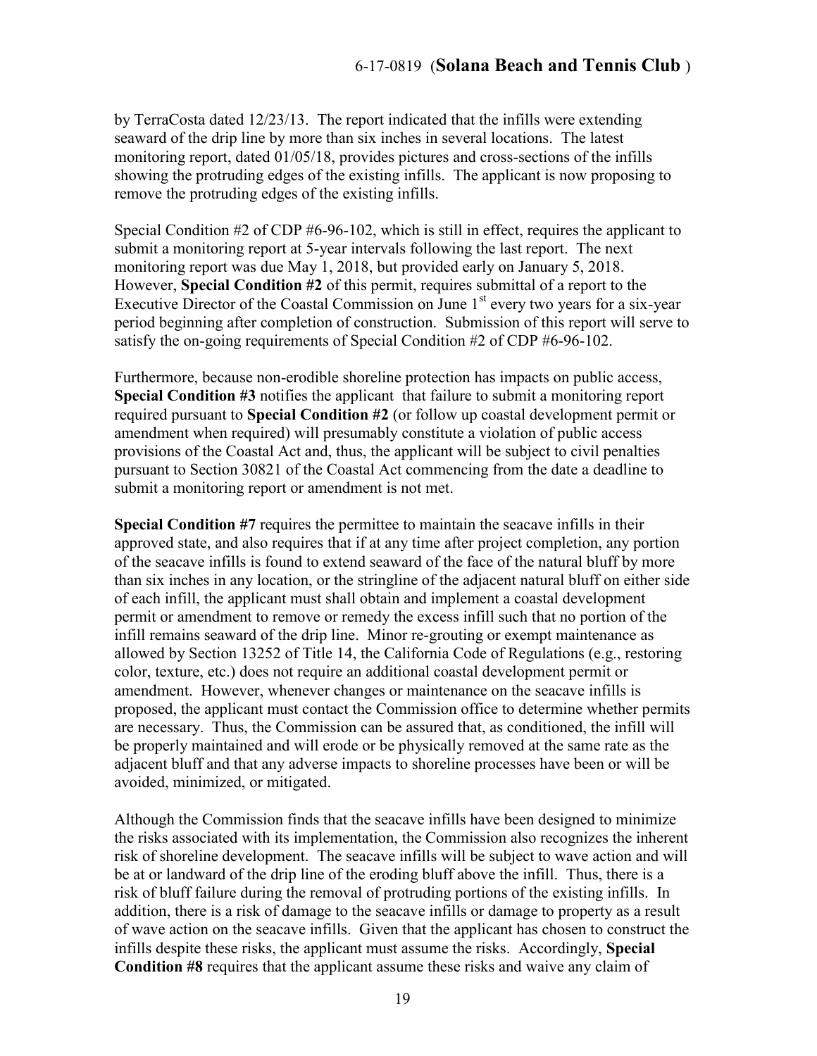by TerraCosta dated 12/23/13. The report indicated that the infills were extending seaward of the drip line by more than six inches in several locations. The latest monitoring report, dated 01/05/18, provides pictures and cross-sections of the infills showing the protruding edges of the existing infills. The applicant is now proposing to remove the protruding edges of the existing infills.

Special Condition #2 of CDP #6-96-102, which is still in effect, requires the applicant to submit a monitoring report at 5-year intervals following the last report. The next monitoring report was due May 1, 2018, but provided early on January 5, 2018. However, **Special Condition #2** of this permit, requires submittal of a report to the Executive Director of the Coastal Commission on June 1st every two years for a six-year period beginning after completion of construction. Submission of this report will serve to satisfy the on-going requirements of Special Condition #2 of CDP #6-96-102.

Furthermore, because non-erodible shoreline protection has impacts on public access, **Special Condition #3** notifies the applicant that failure to submit a monitoring report required pursuant to **Special Condition #2** (or follow up coastal development permit or amendment when required) will presumably constitute a violation of public access provisions of the Coastal Act and, thus, the applicant will be subject to civil penalties pursuant to Section 30821 of the Coastal Act commencing from the date a deadline to submit a monitoring report or amendment is not met.

**Special Condition #7** requires the permittee to maintain the seacave infills in their approved state, and also requires that if at any time after project completion, any portion of the seacave infills is found to extend seaward of the face of the natural bluff by more than six inches in any location, or the stringline of the adjacent natural bluff on either side of each infill, the applicant must shall obtain and implement a coastal development permit or amendment to remove or remedy the excess infill such that no portion of the infill remains seaward of the drip line. Minor re-grouting or exempt maintenance as allowed by Section 13252 of Title 14, the California Code of Regulations (e.g., restoring color, texture, etc.) does not require an additional coastal development permit or amendment. However, whenever changes or maintenance on the seacave infills is proposed, the applicant must contact the Commission office to determine whether permits are necessary. Thus, the Commission can be assured that, as conditioned, the infill will be properly maintained and will erode or be physically removed at the same rate as the adjacent bluff and that any adverse impacts to shoreline processes have been or will be avoided, minimized, or mitigated.

Although the Commission finds that the seacave infills have been designed to minimize the risks associated with its implementation, the Commission also recognizes the inherent risk of shoreline development. The seacave infills will be subject to wave action and will be at or landward of the drip line of the eroding bluff above the infill. Thus, there is a risk of bluff failure during the removal of protruding portions of the existing infills. In addition, there is a risk of damage to the seacave infills or damage to property as a result of wave action on the seacave infills. Given that the applicant has chosen to construct the infills despite these risks, the applicant must assume the risks. Accordingly, **Special Condition #8** requires that the applicant assume these risks and waive any claim of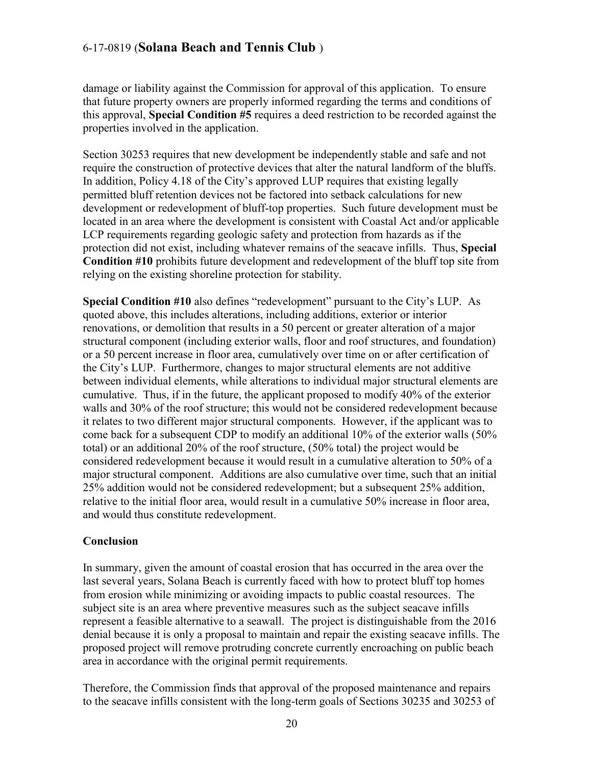damage or liability against the Commission for approval of this application. To ensure that future property owners are properly informed regarding the terms and conditions of this approval, **Special Condition #5** requires a deed restriction to be recorded against the properties involved in the application.

Section 30253 requires that new development be independently stable and safe and not require the construction of protective devices that alter the natural landform of the bluffs. In addition, Policy 4.18 of the City's approved LUP requires that existing legally permitted bluff retention devices not be factored into setback calculations for new development or redevelopment of bluff-top properties. Such future development must be located in an area where the development is consistent with Coastal Act and/or applicable LCP requirements regarding geologic safety and protection from hazards as if the protection did not exist, including whatever remains of the seacave infills. Thus, **Special Condition #10** prohibits future development and redevelopment of the bluff top site from relying on the existing shoreline protection for stability.

**Special Condition #10** also defines "redevelopment" pursuant to the City's LUP. As quoted above, this includes alterations, including additions, exterior or interior renovations, or demolition that results in a 50 percent or greater alteration of a major structural component (including exterior walls, floor and roof structures, and foundation) or a 50 percent increase in floor area, cumulatively over time on or after certification of the City's LUP. Furthermore, changes to major structural elements are not additive between individual elements, while alterations to individual major structural elements are cumulative. Thus, if in the future, the applicant proposed to modify 40% of the exterior walls and 30% of the roof structure; this would not be considered redevelopment because it relates to two different major structural components. However, if the applicant was to come back for a subsequent CDP to modify an additional 10% of the exterior walls (50% total) or an additional 20% of the roof structure, (50% total) the project would be considered redevelopment because it would result in a cumulative alteration to 50% of a major structural component. Additions are also cumulative over time, such that an initial 25% addition would not be considered redevelopment; but a subsequent 25% addition, relative to the initial floor area, would result in a cumulative 50% increase in floor area, and would thus constitute redevelopment.

### Conclusion

In summary, given the amount of coastal erosion that has occurred in the area over the last several years, Solana Beach is currently faced with how to protect bluff top homes from erosion while minimizing or avoiding impacts to public coastal resources. The subject site is an area where preventive measures such as the subject seacave infills represent a feasible alternative to a seawall. The project is distinguishable from the 2016 denial because it is only a proposal to maintain and repair the existing seacave infills. The proposed project will remove protruding concrete currently encroaching on public beach area in accordance with the original permit requirements.

Therefore, the Commission finds that approval of the proposed maintenance and repairs to the seacave infills consistent with the long-term goals of Sections 30235 and 30253 of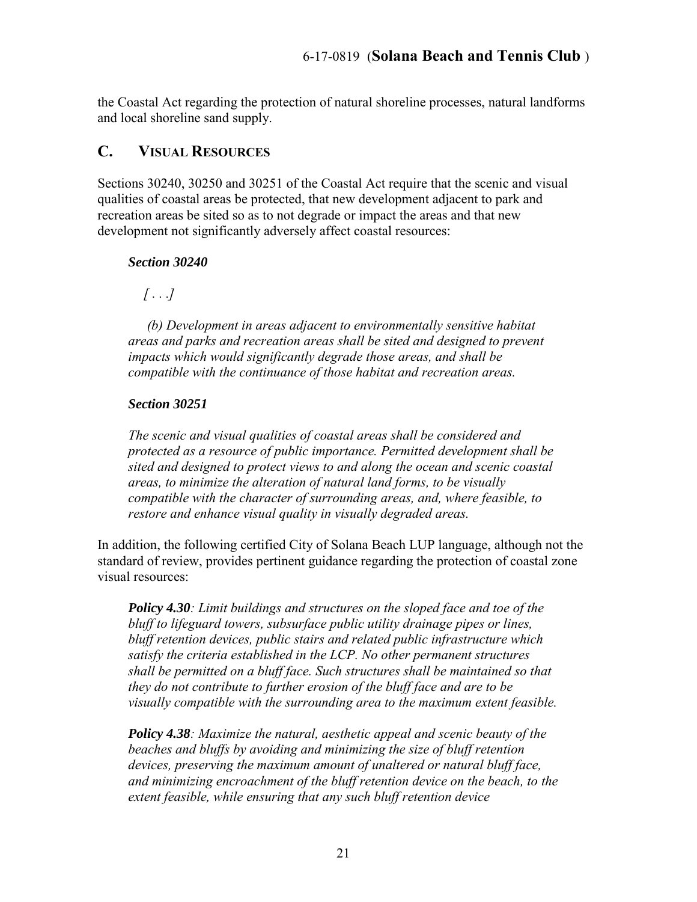the Coastal Act regarding the protection of natural shoreline processes, natural landforms and local shoreline sand supply.

## C. VISUAL RESOURCES

Sections 30240, 30250 and 30251 of the Coastal Act require that the scenic and visual qualities of coastal areas be protected, that new development adjacent to park and recreation areas be sited so as to not degrade or impact the areas and that new development not significantly adversely affect coastal resources:

> ***Section 30240***
>
> *[ . . .]*
>
> *(b) Development in areas adjacent to environmentally sensitive habitat areas and parks and recreation areas shall be sited and designed to prevent impacts which would significantly degrade those areas, and shall be compatible with the continuance of those habitat and recreation areas.*
>
> ***Section 30251***
>
> *The scenic and visual qualities of coastal areas shall be considered and protected as a resource of public importance. Permitted development shall be sited and designed to protect views to and along the ocean and scenic coastal areas, to minimize the alteration of natural land forms, to be visually compatible with the character of surrounding areas, and, where feasible, to restore and enhance visual quality in visually degraded areas.*

In addition, the following certified City of Solana Beach LUP language, although not the standard of review, provides pertinent guidance regarding the protection of coastal zone visual resources:

> ***Policy 4.30****: Limit buildings and structures on the sloped face and toe of the bluff to lifeguard towers, subsurface public utility drainage pipes or lines, bluff retention devices, public stairs and related public infrastructure which satisfy the criteria established in the LCP. No other permanent structures shall be permitted on a bluff face. Such structures shall be maintained so that they do not contribute to further erosion of the bluff face and are to be visually compatible with the surrounding area to the maximum extent feasible.*
>
> ***Policy 4.38****: Maximize the natural, aesthetic appeal and scenic beauty of the beaches and bluffs by avoiding and minimizing the size of bluff retention devices, preserving the maximum amount of unaltered or natural bluff face, and minimizing encroachment of the bluff retention device on the beach, to the extent feasible, while ensuring that any such bluff retention device*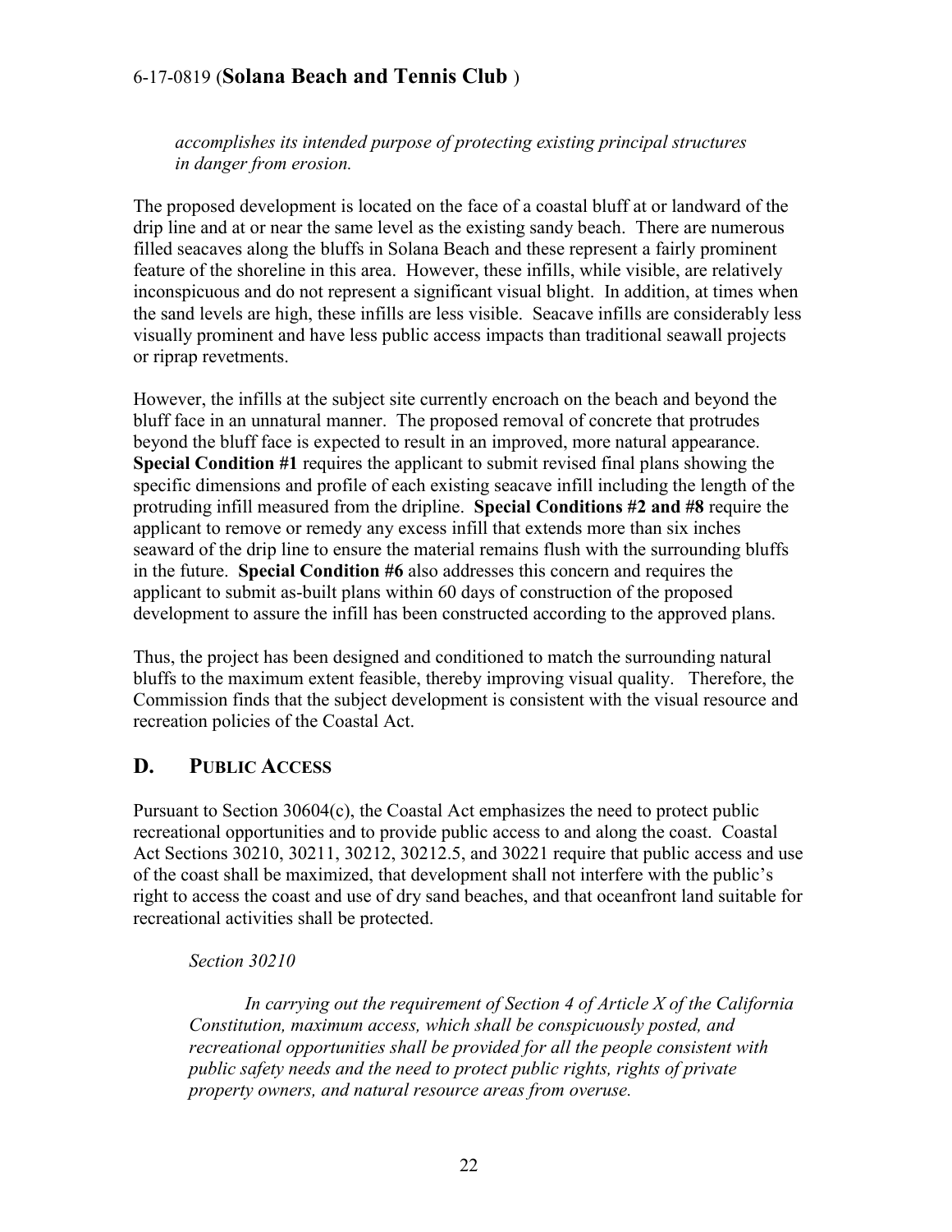*accomplishes its intended purpose of protecting existing principal structures in danger from erosion.*

The proposed development is located on the face of a coastal bluff at or landward of the drip line and at or near the same level as the existing sandy beach. There are numerous filled seacaves along the bluffs in Solana Beach and these represent a fairly prominent feature of the shoreline in this area. However, these infills, while visible, are relatively inconspicuous and do not represent a significant visual blight. In addition, at times when the sand levels are high, these infills are less visible. Seacave infills are considerably less visually prominent and have less public access impacts than traditional seawall projects or riprap revetments.

However, the infills at the subject site currently encroach on the beach and beyond the bluff face in an unnatural manner. The proposed removal of concrete that protrudes beyond the bluff face is expected to result in an improved, more natural appearance. **Special Condition #1** requires the applicant to submit revised final plans showing the specific dimensions and profile of each existing seacave infill including the length of the protruding infill measured from the dripline. **Special Conditions #2 and #8** require the applicant to remove or remedy any excess infill that extends more than six inches seaward of the drip line to ensure the material remains flush with the surrounding bluffs in the future. **Special Condition #6** also addresses this concern and requires the applicant to submit as-built plans within 60 days of construction of the proposed development to assure the infill has been constructed according to the approved plans.

Thus, the project has been designed and conditioned to match the surrounding natural bluffs to the maximum extent feasible, thereby improving visual quality. Therefore, the Commission finds that the subject development is consistent with the visual resource and recreation policies of the Coastal Act.

## D. PUBLIC ACCESS

Pursuant to Section 30604(c), the Coastal Act emphasizes the need to protect public recreational opportunities and to provide public access to and along the coast. Coastal Act Sections 30210, 30211, 30212, 30212.5, and 30221 require that public access and use of the coast shall be maximized, that development shall not interfere with the public's right to access the coast and use of dry sand beaches, and that oceanfront land suitable for recreational activities shall be protected.

*Section 30210*

*In carrying out the requirement of Section 4 of Article X of the California Constitution, maximum access, which shall be conspicuously posted, and recreational opportunities shall be provided for all the people consistent with public safety needs and the need to protect public rights, rights of private property owners, and natural resource areas from overuse.*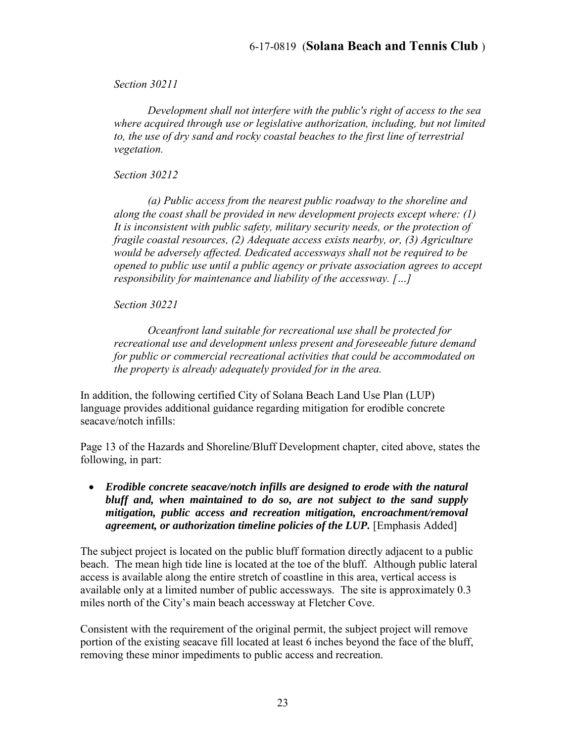*Section 30211*

*Development shall not interfere with the public's right of access to the sea where acquired through use or legislative authorization, including, but not limited to, the use of dry sand and rocky coastal beaches to the first line of terrestrial vegetation.*

*Section 30212*

*(a) Public access from the nearest public roadway to the shoreline and along the coast shall be provided in new development projects except where: (1) It is inconsistent with public safety, military security needs, or the protection of fragile coastal resources, (2) Adequate access exists nearby, or, (3) Agriculture would be adversely affected. Dedicated accessways shall not be required to be opened to public use until a public agency or private association agrees to accept responsibility for maintenance and liability of the accessway. […]*

*Section 30221*

*Oceanfront land suitable for recreational use shall be protected for recreational use and development unless present and foreseeable future demand for public or commercial recreational activities that could be accommodated on the property is already adequately provided for in the area.*

In addition, the following certified City of Solana Beach Land Use Plan (LUP) language provides additional guidance regarding mitigation for erodible concrete seacave/notch infills:

Page 13 of the Hazards and Shoreline/Bluff Development chapter, cited above, states the following, in part:

- ***Erodible concrete seacave/notch infills are designed to erode with the natural bluff and, when maintained to do so, are not subject to the sand supply mitigation, public access and recreation mitigation, encroachment/removal agreement, or authorization timeline policies of the LUP.*** [Emphasis Added]

The subject project is located on the public bluff formation directly adjacent to a public beach. The mean high tide line is located at the toe of the bluff. Although public lateral access is available along the entire stretch of coastline in this area, vertical access is available only at a limited number of public accessways. The site is approximately 0.3 miles north of the City's main beach accessway at Fletcher Cove.

Consistent with the requirement of the original permit, the subject project will remove portion of the existing seacave fill located at least 6 inches beyond the face of the bluff, removing these minor impediments to public access and recreation.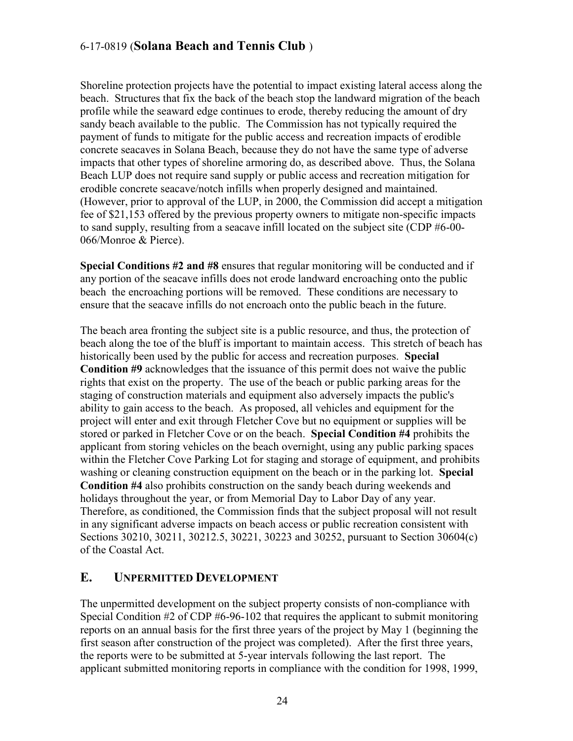Shoreline protection projects have the potential to impact existing lateral access along the beach. Structures that fix the back of the beach stop the landward migration of the beach profile while the seaward edge continues to erode, thereby reducing the amount of dry sandy beach available to the public. The Commission has not typically required the payment of funds to mitigate for the public access and recreation impacts of erodible concrete seacaves in Solana Beach, because they do not have the same type of adverse impacts that other types of shoreline armoring do, as described above. Thus, the Solana Beach LUP does not require sand supply or public access and recreation mitigation for erodible concrete seacave/notch infills when properly designed and maintained. (However, prior to approval of the LUP, in 2000, the Commission did accept a mitigation fee of $21,153 offered by the previous property owners to mitigate non-specific impacts to sand supply, resulting from a seacave infill located on the subject site (CDP #6-00-066/Monroe & Pierce).

**Special Conditions #2 and #8** ensures that regular monitoring will be conducted and if any portion of the seacave infills does not erode landward encroaching onto the public beach the encroaching portions will be removed. These conditions are necessary to ensure that the seacave infills do not encroach onto the public beach in the future.

The beach area fronting the subject site is a public resource, and thus, the protection of beach along the toe of the bluff is important to maintain access. This stretch of beach has historically been used by the public for access and recreation purposes. **Special Condition #9** acknowledges that the issuance of this permit does not waive the public rights that exist on the property. The use of the beach or public parking areas for the staging of construction materials and equipment also adversely impacts the public's ability to gain access to the beach. As proposed, all vehicles and equipment for the project will enter and exit through Fletcher Cove but no equipment or supplies will be stored or parked in Fletcher Cove or on the beach. **Special Condition #4** prohibits the applicant from storing vehicles on the beach overnight, using any public parking spaces within the Fletcher Cove Parking Lot for staging and storage of equipment, and prohibits washing or cleaning construction equipment on the beach or in the parking lot. **Special Condition #4** also prohibits construction on the sandy beach during weekends and holidays throughout the year, or from Memorial Day to Labor Day of any year. Therefore, as conditioned, the Commission finds that the subject proposal will not result in any significant adverse impacts on beach access or public recreation consistent with Sections 30210, 30211, 30212.5, 30221, 30223 and 30252, pursuant to Section 30604(c) of the Coastal Act.

## E. UNPERMITTED DEVELOPMENT

The unpermitted development on the subject property consists of non-compliance with Special Condition #2 of CDP #6-96-102 that requires the applicant to submit monitoring reports on an annual basis for the first three years of the project by May 1 (beginning the first season after construction of the project was completed). After the first three years, the reports were to be submitted at 5-year intervals following the last report. The applicant submitted monitoring reports in compliance with the condition for 1998, 1999,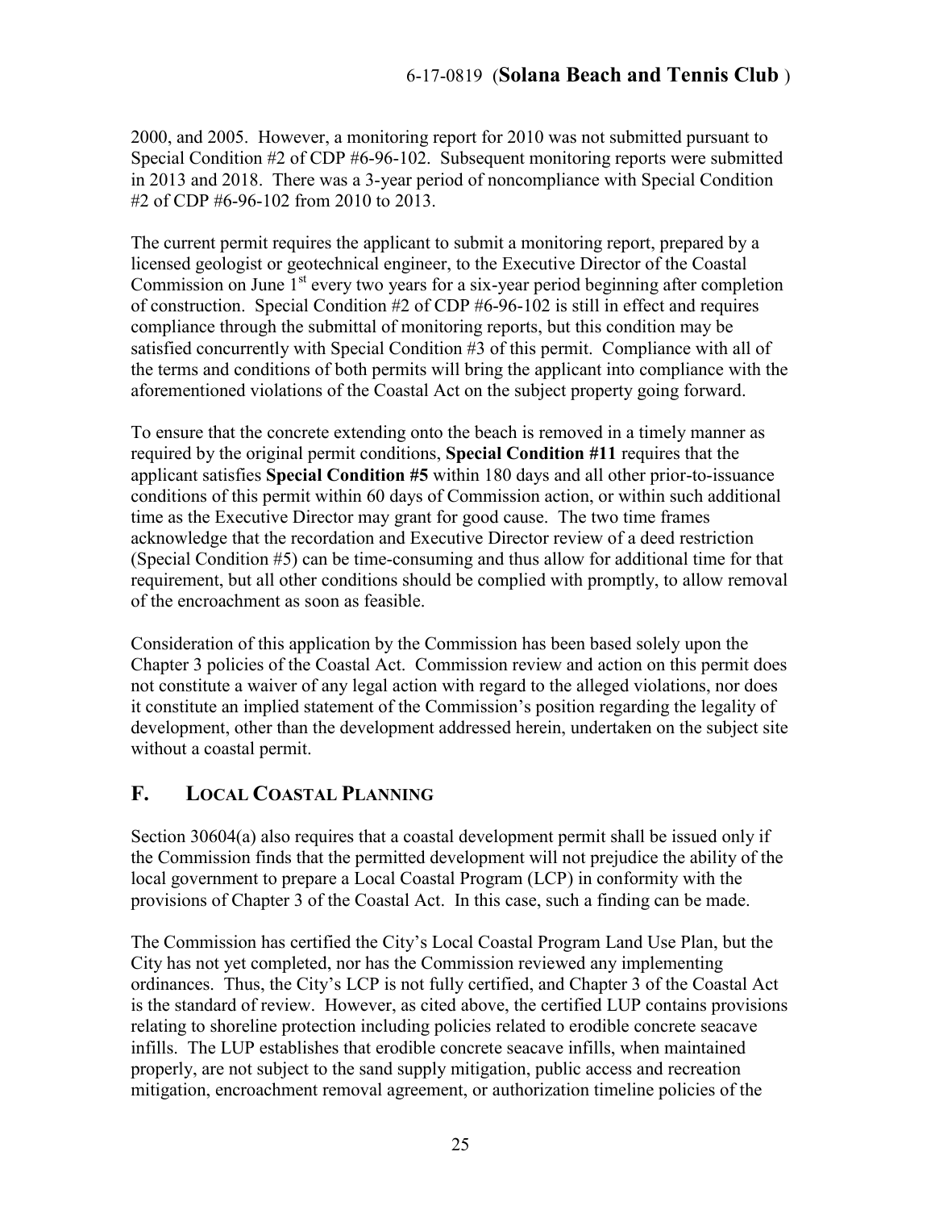2000, and 2005. However, a monitoring report for 2010 was not submitted pursuant to Special Condition #2 of CDP #6-96-102. Subsequent monitoring reports were submitted in 2013 and 2018. There was a 3-year period of noncompliance with Special Condition #2 of CDP #6-96-102 from 2010 to 2013.

The current permit requires the applicant to submit a monitoring report, prepared by a licensed geologist or geotechnical engineer, to the Executive Director of the Coastal Commission on June 1st every two years for a six-year period beginning after completion of construction. Special Condition #2 of CDP #6-96-102 is still in effect and requires compliance through the submittal of monitoring reports, but this condition may be satisfied concurrently with Special Condition #3 of this permit. Compliance with all of the terms and conditions of both permits will bring the applicant into compliance with the aforementioned violations of the Coastal Act on the subject property going forward.

To ensure that the concrete extending onto the beach is removed in a timely manner as required by the original permit conditions, **Special Condition #11** requires that the applicant satisfies **Special Condition #5** within 180 days and all other prior-to-issuance conditions of this permit within 60 days of Commission action, or within such additional time as the Executive Director may grant for good cause. The two time frames acknowledge that the recordation and Executive Director review of a deed restriction (Special Condition #5) can be time-consuming and thus allow for additional time for that requirement, but all other conditions should be complied with promptly, to allow removal of the encroachment as soon as feasible.

Consideration of this application by the Commission has been based solely upon the Chapter 3 policies of the Coastal Act. Commission review and action on this permit does not constitute a waiver of any legal action with regard to the alleged violations, nor does it constitute an implied statement of the Commission's position regarding the legality of development, other than the development addressed herein, undertaken on the subject site without a coastal permit.

## F. LOCAL COASTAL PLANNING

Section 30604(a) also requires that a coastal development permit shall be issued only if the Commission finds that the permitted development will not prejudice the ability of the local government to prepare a Local Coastal Program (LCP) in conformity with the provisions of Chapter 3 of the Coastal Act. In this case, such a finding can be made.

The Commission has certified the City's Local Coastal Program Land Use Plan, but the City has not yet completed, nor has the Commission reviewed any implementing ordinances. Thus, the City's LCP is not fully certified, and Chapter 3 of the Coastal Act is the standard of review. However, as cited above, the certified LUP contains provisions relating to shoreline protection including policies related to erodible concrete seacave infills. The LUP establishes that erodible concrete seacave infills, when maintained properly, are not subject to the sand supply mitigation, public access and recreation mitigation, encroachment removal agreement, or authorization timeline policies of the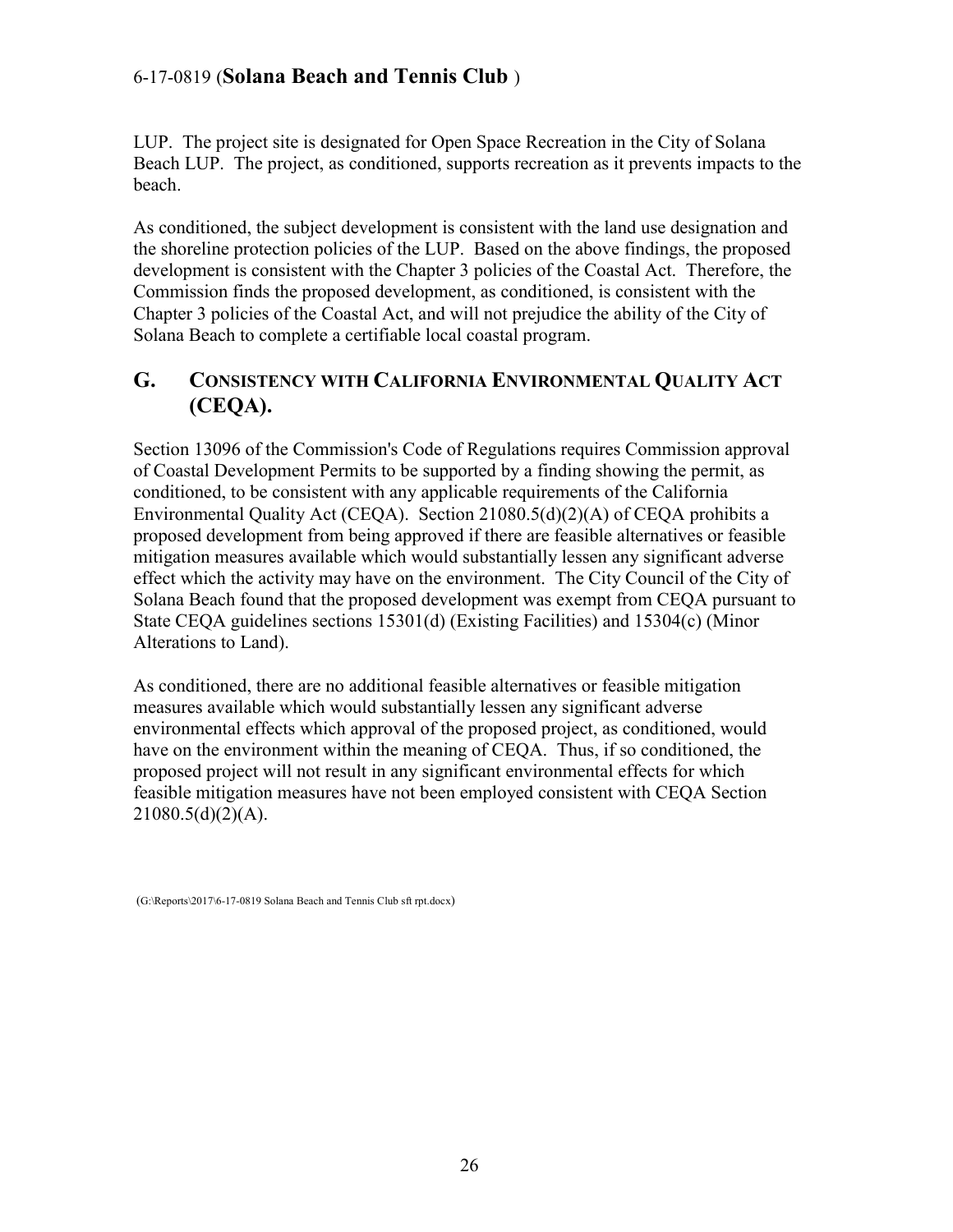LUP. The project site is designated for Open Space Recreation in the City of Solana Beach LUP. The project, as conditioned, supports recreation as it prevents impacts to the beach.

As conditioned, the subject development is consistent with the land use designation and the shoreline protection policies of the LUP. Based on the above findings, the proposed development is consistent with the Chapter 3 policies of the Coastal Act. Therefore, the Commission finds the proposed development, as conditioned, is consistent with the Chapter 3 policies of the Coastal Act, and will not prejudice the ability of the City of Solana Beach to complete a certifiable local coastal program.

## G. CONSISTENCY WITH CALIFORNIA ENVIRONMENTAL QUALITY ACT (CEQA).

Section 13096 of the Commission's Code of Regulations requires Commission approval of Coastal Development Permits to be supported by a finding showing the permit, as conditioned, to be consistent with any applicable requirements of the California Environmental Quality Act (CEQA). Section 21080.5(d)(2)(A) of CEQA prohibits a proposed development from being approved if there are feasible alternatives or feasible mitigation measures available which would substantially lessen any significant adverse effect which the activity may have on the environment. The City Council of the City of Solana Beach found that the proposed development was exempt from CEQA pursuant to State CEQA guidelines sections 15301(d) (Existing Facilities) and 15304(c) (Minor Alterations to Land).

As conditioned, there are no additional feasible alternatives or feasible mitigation measures available which would substantially lessen any significant adverse environmental effects which approval of the proposed project, as conditioned, would have on the environment within the meaning of CEQA. Thus, if so conditioned, the proposed project will not result in any significant environmental effects for which feasible mitigation measures have not been employed consistent with CEQA Section 21080.5(d)(2)(A).

(G:\Reports\2017\6-17-0819 Solana Beach and Tennis Club sft rpt.docx)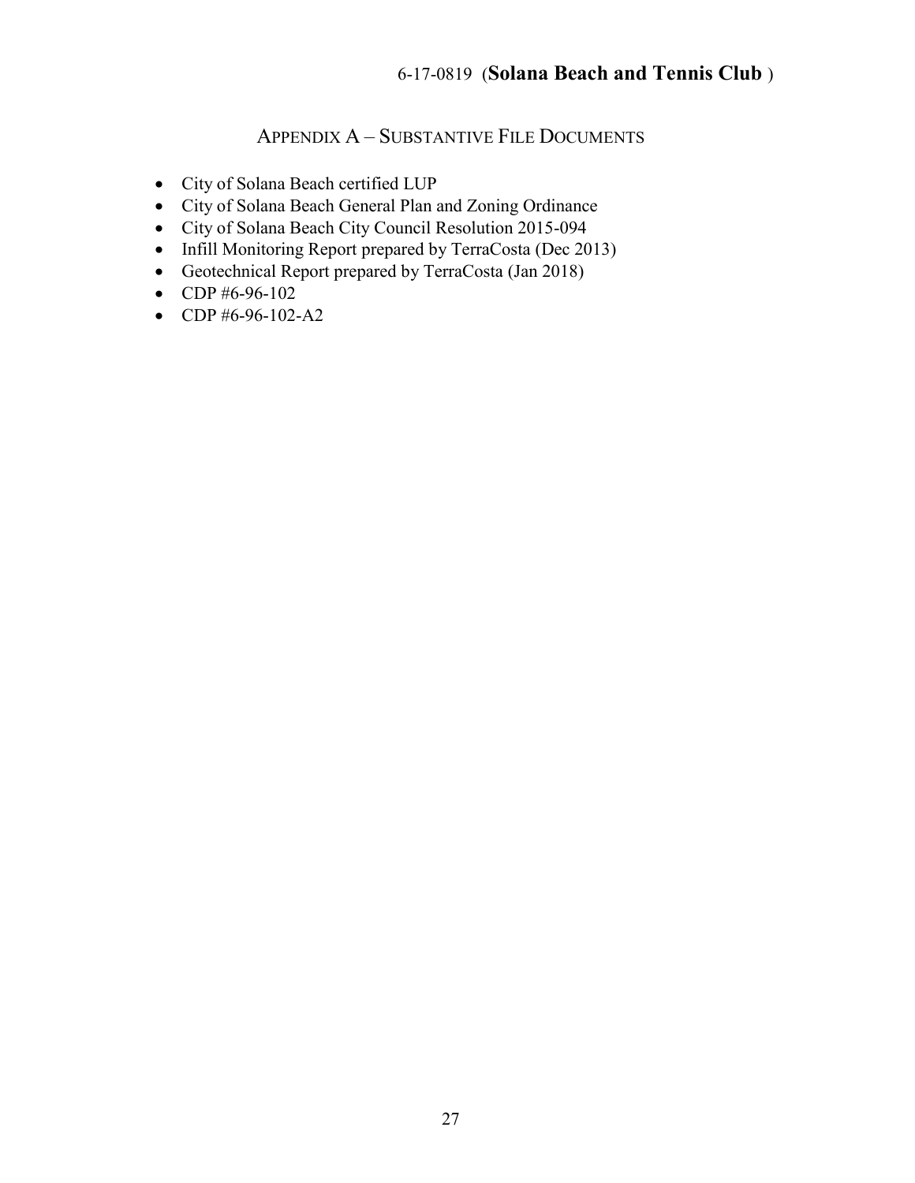## Appendix A – Substantive File Documents

- City of Solana Beach certified LUP
- City of Solana Beach General Plan and Zoning Ordinance
- City of Solana Beach City Council Resolution 2015-094
- Infill Monitoring Report prepared by TerraCosta (Dec 2013)
- Geotechnical Report prepared by TerraCosta (Jan 2018)
- CDP #6-96-102
- CDP #6-96-102-A2